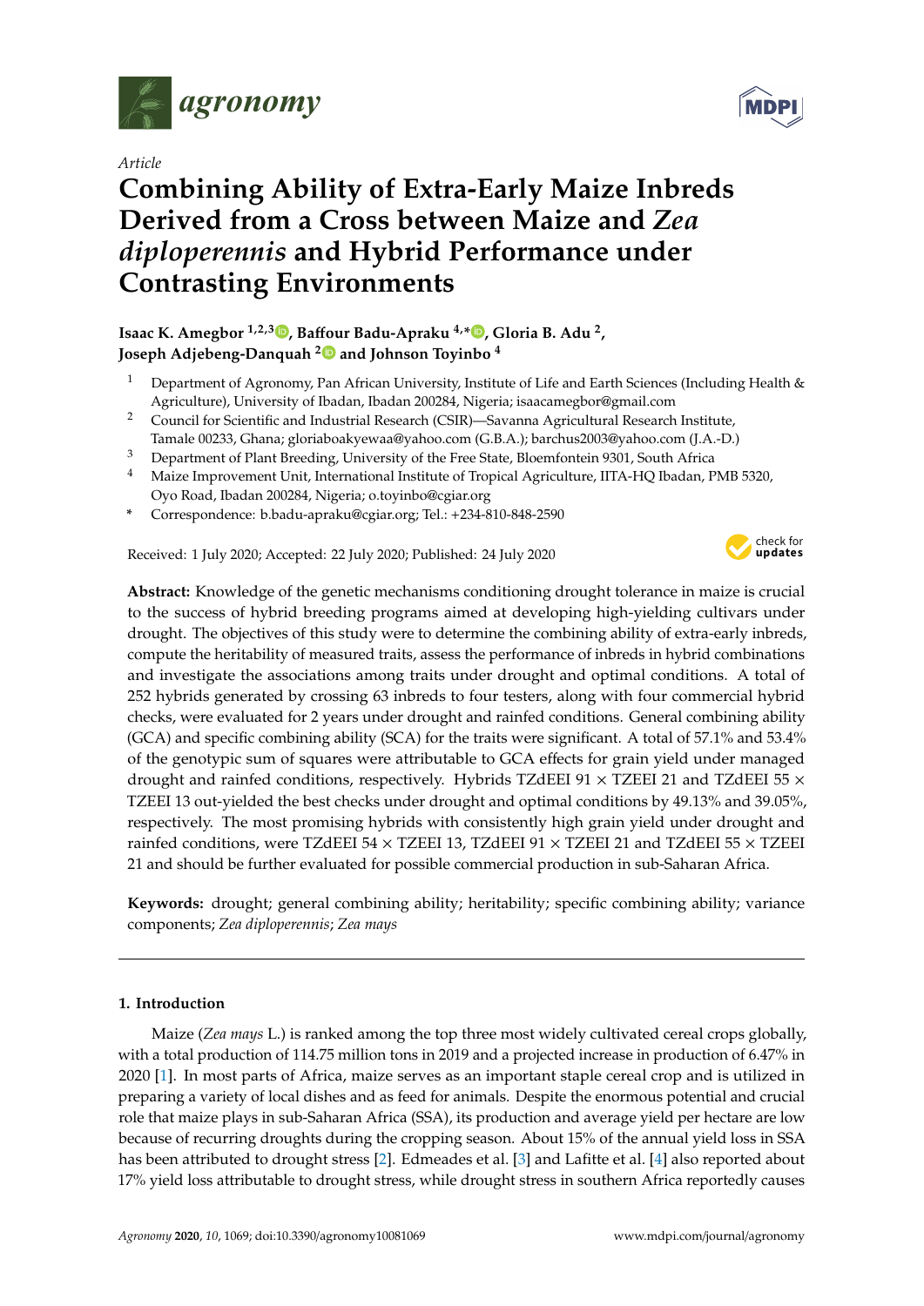*Article*

# Combining Ability of Extra-Early Maize Inbreds Derived from a Cross between Maize and *Zea diploperennis* and Hybrid Performance under Contrasting Environments

**Isaac K. Amegbor [1,2,3], Baffour Badu-Apraku [4,*], Gloria B. Adu [2], Joseph Adjebeng-Danquah [2] and Johnson Toyinbo [4]**

[1] Department of Agronomy, Pan African University, Institute of Life and Earth Sciences (Including Health & Agriculture), University of Ibadan, Ibadan 200284, Nigeria; isaacamegbor@gmail.com

[2] Council for Scientific and Industrial Research (CSIR)—Savanna Agricultural Research Institute, Tamale 00233, Ghana; gloriaboakyewaa@yahoo.com (G.B.A.); barchus2003@yahoo.com (J.A.-D.)

[3] Department of Plant Breeding, University of the Free State, Bloemfontein 9301, South Africa

[4] Maize Improvement Unit, International Institute of Tropical Agriculture, IITA-HQ Ibadan, PMB 5320, Oyo Road, Ibadan 200284, Nigeria; o.toyinbo@cgiar.org

[*] Correspondence: b.badu-apraku@cgiar.org; Tel.: +234-810-848-2590

Received: 1 July 2020; Accepted: 22 July 2020; Published: 24 July 2020

**Abstract:** Knowledge of the genetic mechanisms conditioning drought tolerance in maize is crucial to the success of hybrid breeding programs aimed at developing high-yielding cultivars under drought. The objectives of this study were to determine the combining ability of extra-early inbreds, compute the heritability of measured traits, assess the performance of inbreds in hybrid combinations and investigate the associations among traits under drought and optimal conditions. A total of 252 hybrids generated by crossing 63 inbreds to four testers, along with four commercial hybrid checks, were evaluated for 2 years under drought and rainfed conditions. General combining ability (GCA) and specific combining ability (SCA) for the traits were significant. A total of 57.1% and 53.4% of the genotypic sum of squares were attributable to GCA effects for grain yield under managed drought and rainfed conditions, respectively. Hybrids TZdEEI 91 × TZEEI 21 and TZdEEI 55 × TZEEI 13 out-yielded the best checks under drought and optimal conditions by 49.13% and 39.05%, respectively. The most promising hybrids with consistently high grain yield under drought and rainfed conditions, were TZdEEI 54 × TZEEI 13, TZdEEI 91 × TZEEI 21 and TZdEEI 55 × TZEEI 21 and should be further evaluated for possible commercial production in sub-Saharan Africa.

**Keywords:** drought; general combining ability; heritability; specific combining ability; variance components; *Zea diploperennis*; *Zea mays*

## 1. Introduction

Maize (*Zea mays* L.) is ranked among the top three most widely cultivated cereal crops globally, with a total production of 114.75 million tons in 2019 and a projected increase in production of 6.47% in 2020 [1]. In most parts of Africa, maize serves as an important staple cereal crop and is utilized in preparing a variety of local dishes and as feed for animals. Despite the enormous potential and crucial role that maize plays in sub-Saharan Africa (SSA), its production and average yield per hectare are low because of recurring droughts during the cropping season. About 15% of the annual yield loss in SSA has been attributed to drought stress [2]. Edmeades et al. [3] and Lafitte et al. [4] also reported about 17% yield loss attributable to drought stress, while drought stress in southern Africa reportedly causes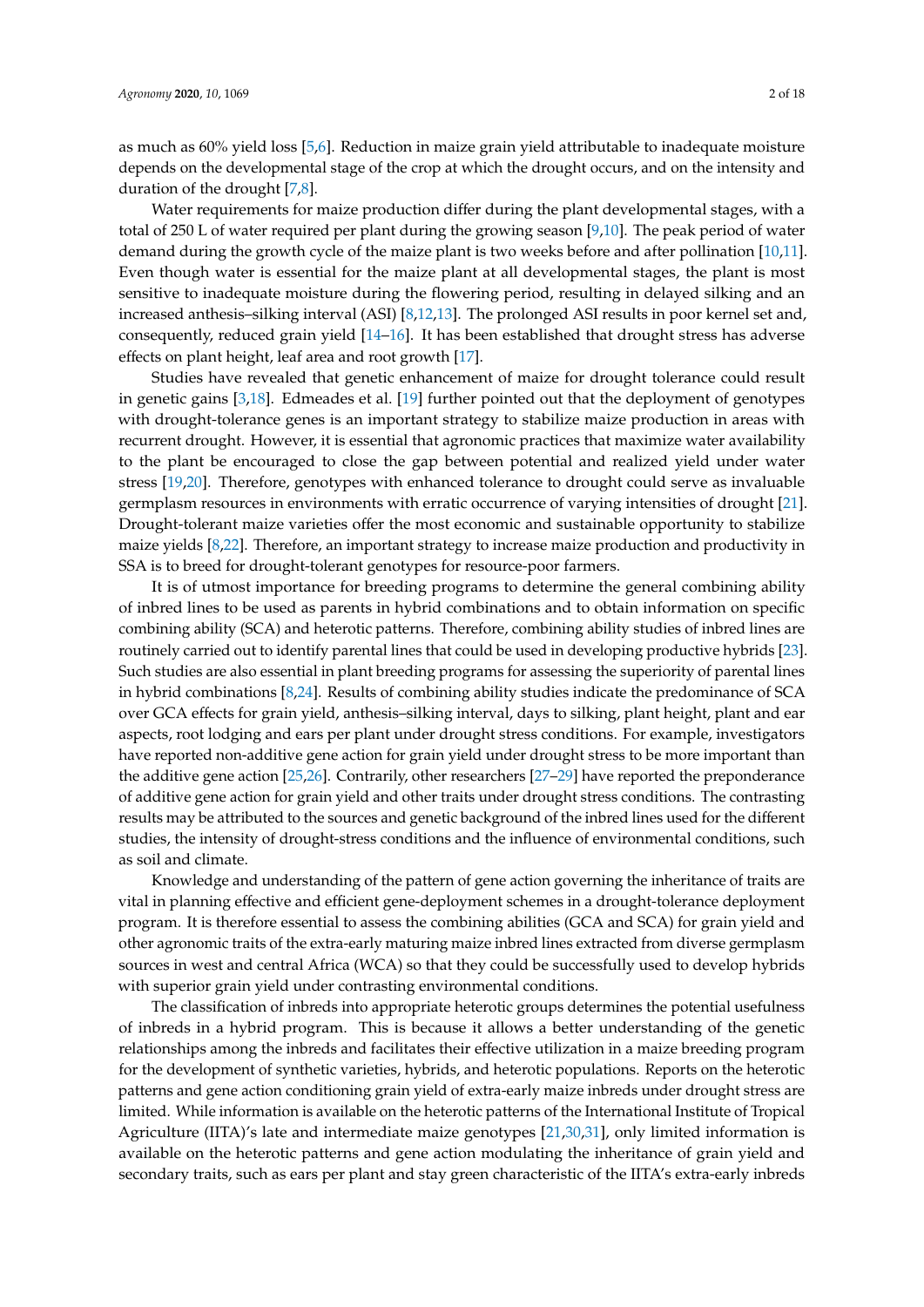as much as 60% yield loss [5,6]. Reduction in maize grain yield attributable to inadequate moisture depends on the developmental stage of the crop at which the drought occurs, and on the intensity and duration of the drought [7,8].

Water requirements for maize production differ during the plant developmental stages, with a total of 250 L of water required per plant during the growing season [9,10]. The peak period of water demand during the growth cycle of the maize plant is two weeks before and after pollination [10,11]. Even though water is essential for the maize plant at all developmental stages, the plant is most sensitive to inadequate moisture during the flowering period, resulting in delayed silking and an increased anthesis–silking interval (ASI) [8,12,13]. The prolonged ASI results in poor kernel set and, consequently, reduced grain yield [14–16]. It has been established that drought stress has adverse effects on plant height, leaf area and root growth [17].

Studies have revealed that genetic enhancement of maize for drought tolerance could result in genetic gains [3,18]. Edmeades et al. [19] further pointed out that the deployment of genotypes with drought-tolerance genes is an important strategy to stabilize maize production in areas with recurrent drought. However, it is essential that agronomic practices that maximize water availability to the plant be encouraged to close the gap between potential and realized yield under water stress [19,20]. Therefore, genotypes with enhanced tolerance to drought could serve as invaluable germplasm resources in environments with erratic occurrence of varying intensities of drought [21]. Drought-tolerant maize varieties offer the most economic and sustainable opportunity to stabilize maize yields [8,22]. Therefore, an important strategy to increase maize production and productivity in SSA is to breed for drought-tolerant genotypes for resource-poor farmers.

It is of utmost importance for breeding programs to determine the general combining ability of inbred lines to be used as parents in hybrid combinations and to obtain information on specific combining ability (SCA) and heterotic patterns. Therefore, combining ability studies of inbred lines are routinely carried out to identify parental lines that could be used in developing productive hybrids [23]. Such studies are also essential in plant breeding programs for assessing the superiority of parental lines in hybrid combinations [8,24]. Results of combining ability studies indicate the predominance of SCA over GCA effects for grain yield, anthesis–silking interval, days to silking, plant height, plant and ear aspects, root lodging and ears per plant under drought stress conditions. For example, investigators have reported non-additive gene action for grain yield under drought stress to be more important than the additive gene action [25,26]. Contrarily, other researchers [27–29] have reported the preponderance of additive gene action for grain yield and other traits under drought stress conditions. The contrasting results may be attributed to the sources and genetic background of the inbred lines used for the different studies, the intensity of drought-stress conditions and the influence of environmental conditions, such as soil and climate.

Knowledge and understanding of the pattern of gene action governing the inheritance of traits are vital in planning effective and efficient gene-deployment schemes in a drought-tolerance deployment program. It is therefore essential to assess the combining abilities (GCA and SCA) for grain yield and other agronomic traits of the extra-early maturing maize inbred lines extracted from diverse germplasm sources in west and central Africa (WCA) so that they could be successfully used to develop hybrids with superior grain yield under contrasting environmental conditions.

The classification of inbreds into appropriate heterotic groups determines the potential usefulness of inbreds in a hybrid program. This is because it allows a better understanding of the genetic relationships among the inbreds and facilitates their effective utilization in a maize breeding program for the development of synthetic varieties, hybrids, and heterotic populations. Reports on the heterotic patterns and gene action conditioning grain yield of extra-early maize inbreds under drought stress are limited. While information is available on the heterotic patterns of the International Institute of Tropical Agriculture (IITA)'s late and intermediate maize genotypes [21,30,31], only limited information is available on the heterotic patterns and gene action modulating the inheritance of grain yield and secondary traits, such as ears per plant and stay green characteristic of the IITA's extra-early inbreds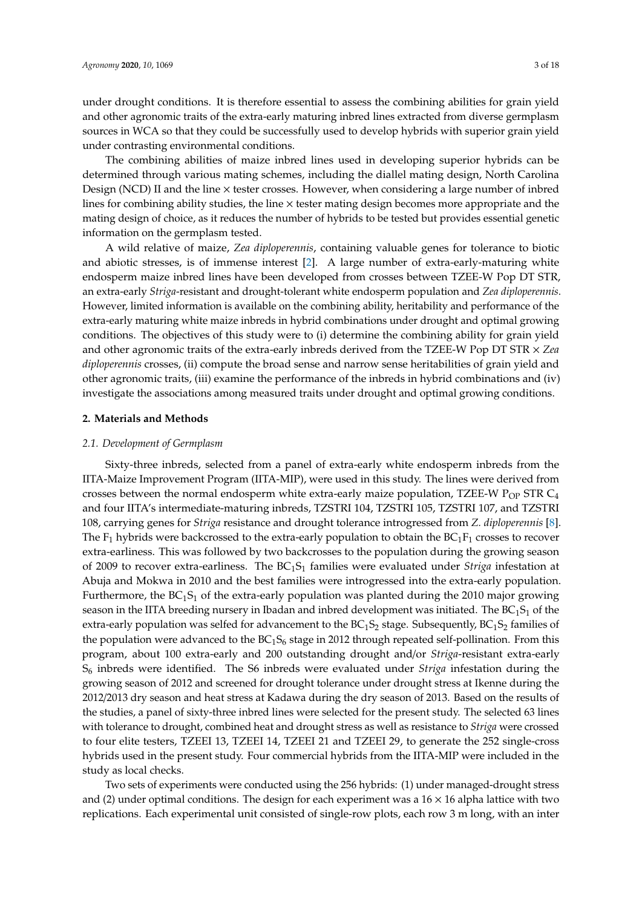under drought conditions. It is therefore essential to assess the combining abilities for grain yield and other agronomic traits of the extra-early maturing inbred lines extracted from diverse germplasm sources in WCA so that they could be successfully used to develop hybrids with superior grain yield under contrasting environmental conditions.

The combining abilities of maize inbred lines used in developing superior hybrids can be determined through various mating schemes, including the diallel mating design, North Carolina Design (NCD) II and the line × tester crosses. However, when considering a large number of inbred lines for combining ability studies, the line × tester mating design becomes more appropriate and the mating design of choice, as it reduces the number of hybrids to be tested but provides essential genetic information on the germplasm tested.

A wild relative of maize, *Zea diploperennis*, containing valuable genes for tolerance to biotic and abiotic stresses, is of immense interest [2]. A large number of extra-early-maturing white endosperm maize inbred lines have been developed from crosses between TZEE-W Pop DT STR, an extra-early *Striga*-resistant and drought-tolerant white endosperm population and *Zea diploperennis*. However, limited information is available on the combining ability, heritability and performance of the extra-early maturing white maize inbreds in hybrid combinations under drought and optimal growing conditions. The objectives of this study were to (i) determine the combining ability for grain yield and other agronomic traits of the extra-early inbreds derived from the TZEE-W Pop DT STR × *Zea diploperennis* crosses, (ii) compute the broad sense and narrow sense heritabilities of grain yield and other agronomic traits, (iii) examine the performance of the inbreds in hybrid combinations and (iv) investigate the associations among measured traits under drought and optimal growing conditions.

## 2. Materials and Methods

### 2.1. Development of Germplasm

Sixty-three inbreds, selected from a panel of extra-early white endosperm inbreds from the IITA-Maize Improvement Program (IITA-MIP), were used in this study. The lines were derived from crosses between the normal endosperm white extra-early maize population, TZEE-W $P_{OP}$ STR $C_4$ and four IITA's intermediate-maturing inbreds, TZSTRI 104, TZSTRI 105, TZSTRI 107, and TZSTRI 108, carrying genes for *Striga* resistance and drought tolerance introgressed from *Z. diploperennis* [8]. The $F_1$ hybrids were backcrossed to the extra-early population to obtain the $BC_1F_1$ crosses to recover extra-earliness. This was followed by two backcrosses to the population during the growing season of 2009 to recover extra-earliness. The $BC_1S_1$ families were evaluated under *Striga* infestation at Abuja and Mokwa in 2010 and the best families were introgressed into the extra-early population. Furthermore, the $BC_1S_1$ of the extra-early population was planted during the 2010 major growing season in the IITA breeding nursery in Ibadan and inbred development was initiated. The $BC_1S_1$ of the extra-early population was selfed for advancement to the $BC_1S_2$ stage. Subsequently, $BC_1S_2$ families of the population were advanced to the $BC_1S_6$ stage in 2012 through repeated self-pollination. From this program, about 100 extra-early and 200 outstanding drought and/or *Striga*-resistant extra-early $S_6$ inbreds were identified. The S6 inbreds were evaluated under *Striga* infestation during the growing season of 2012 and screened for drought tolerance under drought stress at Ikenne during the 2012/2013 dry season and heat stress at Kadawa during the dry season of 2013. Based on the results of the studies, a panel of sixty-three inbred lines were selected for the present study. The selected 63 lines with tolerance to drought, combined heat and drought stress as well as resistance to *Striga* were crossed to four elite testers, TZEEI 13, TZEEI 14, TZEEI 21 and TZEEI 29, to generate the 252 single-cross hybrids used in the present study. Four commercial hybrids from the IITA-MIP were included in the study as local checks.

Two sets of experiments were conducted using the 256 hybrids: (1) under managed-drought stress and (2) under optimal conditions. The design for each experiment was a 16 × 16 alpha lattice with two replications. Each experimental unit consisted of single-row plots, each row 3 m long, with an inter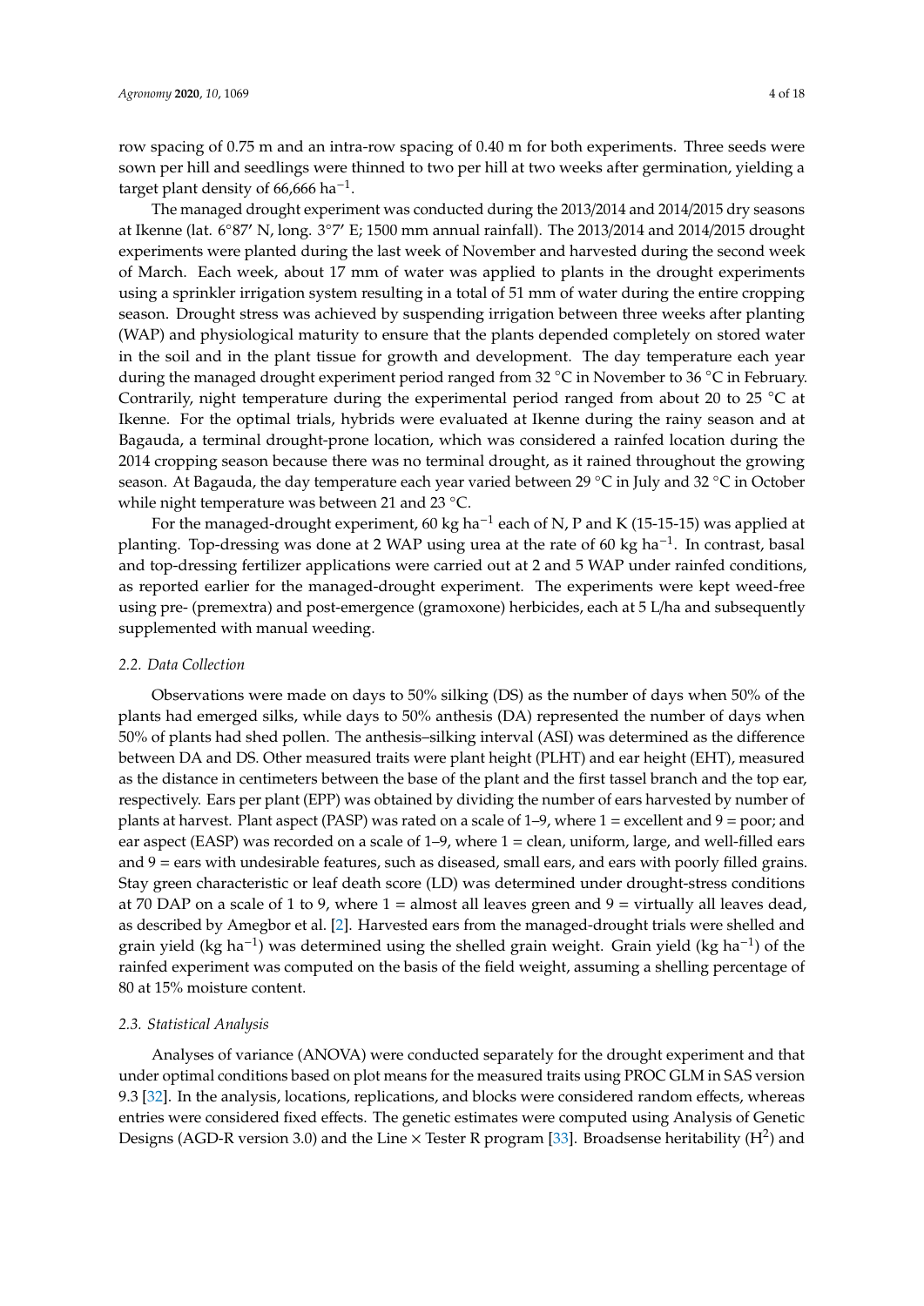row spacing of 0.75 m and an intra-row spacing of 0.40 m for both experiments. Three seeds were sown per hill and seedlings were thinned to two per hill at two weeks after germination, yielding a target plant density of 66,666 ha$^{-1}$.

The managed drought experiment was conducted during the 2013/2014 and 2014/2015 dry seasons at Ikenne (lat. 6°87′ N, long. 3°7′ E; 1500 mm annual rainfall). The 2013/2014 and 2014/2015 drought experiments were planted during the last week of November and harvested during the second week of March. Each week, about 17 mm of water was applied to plants in the drought experiments using a sprinkler irrigation system resulting in a total of 51 mm of water during the entire cropping season. Drought stress was achieved by suspending irrigation between three weeks after planting (WAP) and physiological maturity to ensure that the plants depended completely on stored water in the soil and in the plant tissue for growth and development. The day temperature each year during the managed drought experiment period ranged from 32 °C in November to 36 °C in February. Contrarily, night temperature during the experimental period ranged from about 20 to 25 °C at Ikenne. For the optimal trials, hybrids were evaluated at Ikenne during the rainy season and at Bagauda, a terminal drought-prone location, which was considered a rainfed location during the 2014 cropping season because there was no terminal drought, as it rained throughout the growing season. At Bagauda, the day temperature each year varied between 29 °C in July and 32 °C in October while night temperature was between 21 and 23 °C.

For the managed-drought experiment, 60 kg ha$^{-1}$ each of N, P and K (15-15-15) was applied at planting. Top-dressing was done at 2 WAP using urea at the rate of 60 kg ha$^{-1}$. In contrast, basal and top-dressing fertilizer applications were carried out at 2 and 5 WAP under rainfed conditions, as reported earlier for the managed-drought experiment. The experiments were kept weed-free using pre- (premextra) and post-emergence (gramoxone) herbicides, each at 5 L/ha and subsequently supplemented with manual weeding.

### *2.2. Data Collection*

Observations were made on days to 50% silking (DS) as the number of days when 50% of the plants had emerged silks, while days to 50% anthesis (DA) represented the number of days when 50% of plants had shed pollen. The anthesis–silking interval (ASI) was determined as the difference between DA and DS. Other measured traits were plant height (PLHT) and ear height (EHT), measured as the distance in centimeters between the base of the plant and the first tassel branch and the top ear, respectively. Ears per plant (EPP) was obtained by dividing the number of ears harvested by number of plants at harvest. Plant aspect (PASP) was rated on a scale of 1–9, where 1 = excellent and 9 = poor; and ear aspect (EASP) was recorded on a scale of 1–9, where 1 = clean, uniform, large, and well-filled ears and 9 = ears with undesirable features, such as diseased, small ears, and ears with poorly filled grains. Stay green characteristic or leaf death score (LD) was determined under drought-stress conditions at 70 DAP on a scale of 1 to 9, where 1 = almost all leaves green and 9 = virtually all leaves dead, as described by Amegbor et al. [2]. Harvested ears from the managed-drought trials were shelled and grain yield (kg ha$^{-1}$) was determined using the shelled grain weight. Grain yield (kg ha$^{-1}$) of the rainfed experiment was computed on the basis of the field weight, assuming a shelling percentage of 80 at 15% moisture content.

### *2.3. Statistical Analysis*

Analyses of variance (ANOVA) were conducted separately for the drought experiment and that under optimal conditions based on plot means for the measured traits using PROC GLM in SAS version 9.3 [32]. In the analysis, locations, replications, and blocks were considered random effects, whereas entries were considered fixed effects. The genetic estimates were computed using Analysis of Genetic Designs (AGD-R version 3.0) and the Line × Tester R program [33]. Broadsense heritability ($H^2$) and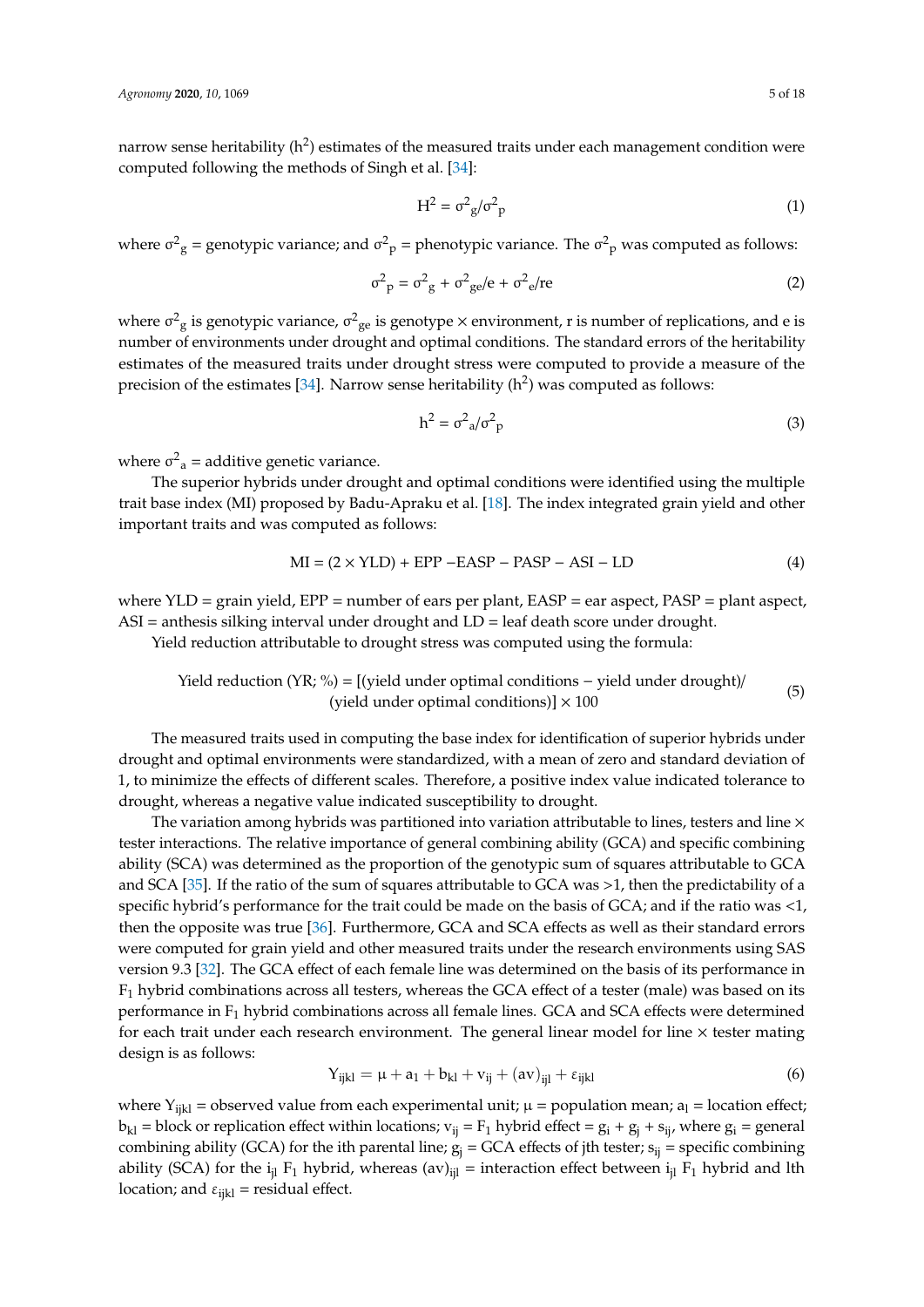narrow sense heritability ($h^2$) estimates of the measured traits under each management condition were computed following the methods of Singh et al. [34]:

$$H^2 = \sigma^2{}_g/\sigma^2{}_p \tag{1}$$

where $\sigma^2{}_g$ = genotypic variance; and $\sigma^2{}_p$ = phenotypic variance. The $\sigma^2{}_p$ was computed as follows:

$$\sigma^2{}_p = \sigma^2{}_g + \sigma^2{}_{ge}/e + \sigma^2{}_e/re \tag{2}$$

where $\sigma^2{}_g$ is genotypic variance, $\sigma^2{}_{ge}$ is genotype × environment, r is number of replications, and e is number of environments under drought and optimal conditions. The standard errors of the heritability estimates of the measured traits under drought stress were computed to provide a measure of the precision of the estimates [34]. Narrow sense heritability ($h^2$) was computed as follows:

$$h^2 = \sigma^2{}_a/\sigma^2{}_p \tag{3}$$

where $\sigma^2{}_a$ = additive genetic variance.

The superior hybrids under drought and optimal conditions were identified using the multiple trait base index (MI) proposed by Badu-Apraku et al. [18]. The index integrated grain yield and other important traits and was computed as follows:

$$\text{MI} = (2 \times \text{YLD}) + \text{EPP} - \text{EASP} - \text{PASP} - \text{ASI} - \text{LD} \tag{4}$$

where YLD = grain yield, EPP = number of ears per plant, EASP = ear aspect, PASP = plant aspect, ASI = anthesis silking interval under drought and LD = leaf death score under drought.

Yield reduction attributable to drought stress was computed using the formula:

$$\text{Yield reduction (YR; \%)} = [(\text{yield under optimal conditions} - \text{yield under drought})/(\text{yield under optimal conditions})] \times 100 \tag{5}$$

The measured traits used in computing the base index for identification of superior hybrids under drought and optimal environments were standardized, with a mean of zero and standard deviation of 1, to minimize the effects of different scales. Therefore, a positive index value indicated tolerance to drought, whereas a negative value indicated susceptibility to drought.

The variation among hybrids was partitioned into variation attributable to lines, testers and line × tester interactions. The relative importance of general combining ability (GCA) and specific combining ability (SCA) was determined as the proportion of the genotypic sum of squares attributable to GCA and SCA [35]. If the ratio of the sum of squares attributable to GCA was >1, then the predictability of a specific hybrid's performance for the trait could be made on the basis of GCA; and if the ratio was <1, then the opposite was true [36]. Furthermore, GCA and SCA effects as well as their standard errors were computed for grain yield and other measured traits under the research environments using SAS version 9.3 [32]. The GCA effect of each female line was determined on the basis of its performance in $F_1$ hybrid combinations across all testers, whereas the GCA effect of a tester (male) was based on its performance in $F_1$ hybrid combinations across all female lines. GCA and SCA effects were determined for each trait under each research environment. The general linear model for line × tester mating design is as follows:

$$Y_{ijkl} = \mu + a_l + b_{kl} + v_{ij} + (av)_{ijl} + \varepsilon_{ijkl} \tag{6}$$

where $Y_{ijkl}$ = observed value from each experimental unit; $\mu$ = population mean; $a_l$ = location effect; $b_{kl}$ = block or replication effect within locations; $v_{ij}$ = $F_1$ hybrid effect = $g_i + g_j + s_{ij}$, where $g_i$ = general combining ability (GCA) for the ith parental line; $g_j$ = GCA effects of jth tester; $s_{ij}$ = specific combining ability (SCA) for the $i_{jl}$ $F_1$ hybrid, whereas $(av)_{ijl}$ = interaction effect between $i_{jl}$ $F_1$ hybrid and lth location; and $\varepsilon_{ijkl}$ = residual effect.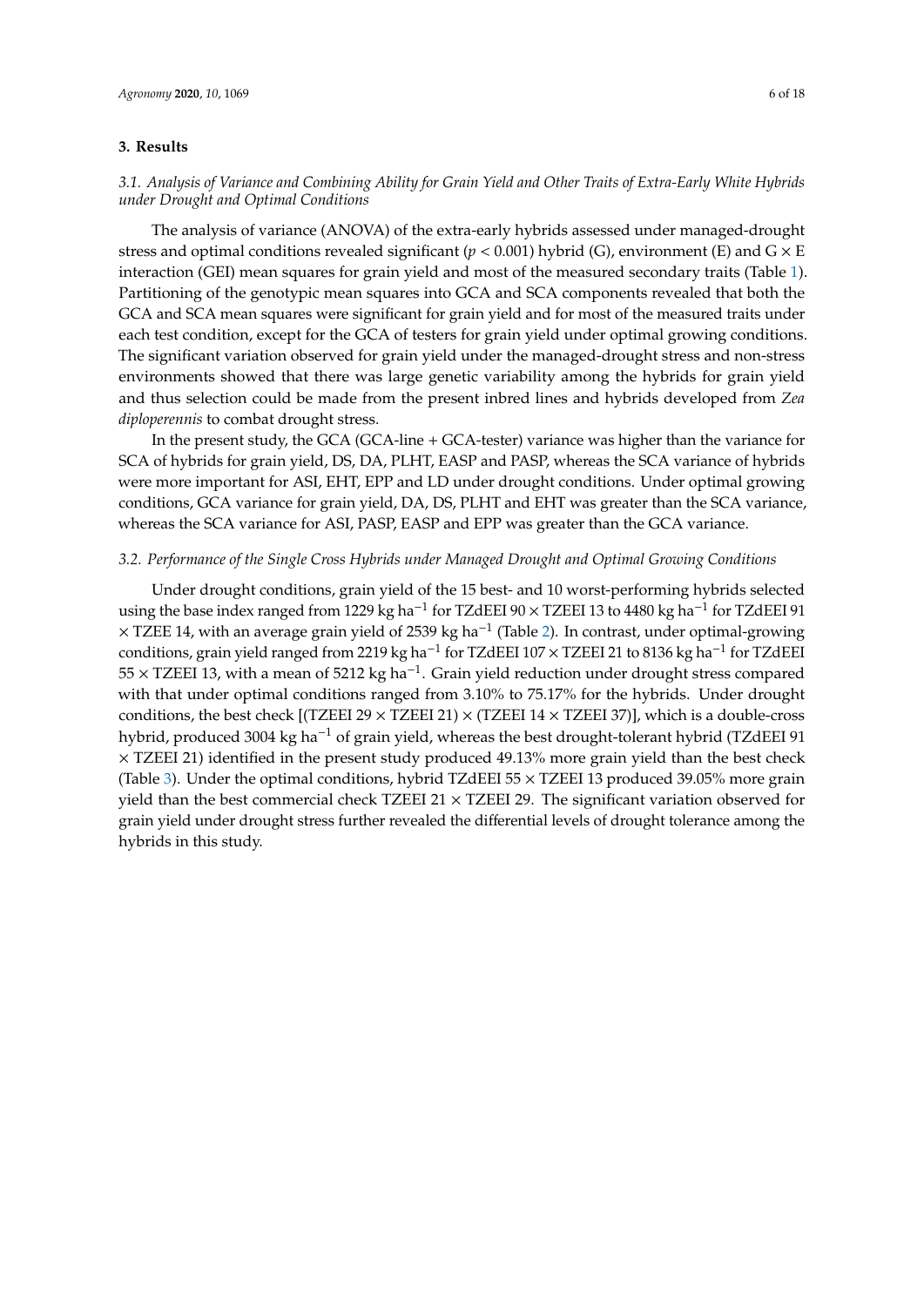## 3. Results

### *3.1. Analysis of Variance and Combining Ability for Grain Yield and Other Traits of Extra-Early White Hybrids under Drought and Optimal Conditions*

The analysis of variance (ANOVA) of the extra-early hybrids assessed under managed-drought stress and optimal conditions revealed significant ($p < 0.001$) hybrid (G), environment (E) and G × E interaction (GEI) mean squares for grain yield and most of the measured secondary traits (Table 1). Partitioning of the genotypic mean squares into GCA and SCA components revealed that both the GCA and SCA mean squares were significant for grain yield and for most of the measured traits under each test condition, except for the GCA of testers for grain yield under optimal growing conditions. The significant variation observed for grain yield under the managed-drought stress and non-stress environments showed that there was large genetic variability among the hybrids for grain yield and thus selection could be made from the present inbred lines and hybrids developed from *Zea diploperennis* to combat drought stress.

In the present study, the GCA (GCA-line + GCA-tester) variance was higher than the variance for SCA of hybrids for grain yield, DS, DA, PLHT, EASP and PASP, whereas the SCA variance of hybrids were more important for ASI, EHT, EPP and LD under drought conditions. Under optimal growing conditions, GCA variance for grain yield, DA, DS, PLHT and EHT was greater than the SCA variance, whereas the SCA variance for ASI, PASP, EASP and EPP was greater than the GCA variance.

### *3.2. Performance of the Single Cross Hybrids under Managed Drought and Optimal Growing Conditions*

Under drought conditions, grain yield of the 15 best- and 10 worst-performing hybrids selected using the base index ranged from 1229 kg ha$^{-1}$ for TZdEEI 90 × TZEEI 13 to 4480 kg ha$^{-1}$ for TZdEEI 91 × TZEE 14, with an average grain yield of 2539 kg ha$^{-1}$ (Table 2). In contrast, under optimal-growing conditions, grain yield ranged from 2219 kg ha$^{-1}$ for TZdEEI 107 × TZEEI 21 to 8136 kg ha$^{-1}$ for TZdEEI 55 × TZEEI 13, with a mean of 5212 kg ha$^{-1}$. Grain yield reduction under drought stress compared with that under optimal conditions ranged from 3.10% to 75.17% for the hybrids. Under drought conditions, the best check [(TZEEI 29 × TZEEI 21) × (TZEEI 14 × TZEEI 37)], which is a double-cross hybrid, produced 3004 kg ha$^{-1}$ of grain yield, whereas the best drought-tolerant hybrid (TZdEEI 91 × TZEEI 21) identified in the present study produced 49.13% more grain yield than the best check (Table 3). Under the optimal conditions, hybrid TZdEEI 55 × TZEEI 13 produced 39.05% more grain yield than the best commercial check TZEEI 21 × TZEEI 29. The significant variation observed for grain yield under drought stress further revealed the differential levels of drought tolerance among the hybrids in this study.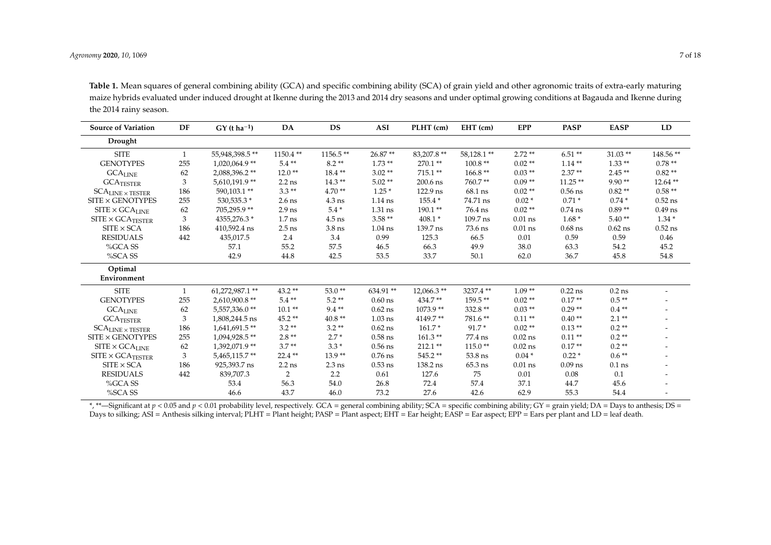**Table 1.** Mean squares of general combining ability (GCA) and specific combining ability (SCA) of grain yield and other agronomic traits of extra-early maturing maize hybrids evaluated under induced drought at Ikenne during the 2013 and 2014 dry seasons and under optimal growing conditions at Bagauda and Ikenne during the 2014 rainy season.

| Source of Variation | DF | GY (t ha$^{-1}$) | DA | DS | ASI | PLHT (cm) | EHT (cm) | EPP | PASP | EASP | LD |
|---|---|---|---|---|---|---|---|---|---|---|---|
| **Drought** | | | | | | | | | | | |
| SITE | 1 | 55,948,398.5 ** | 1150.4 ** | 1156.5 ** | 26.87 ** | 83,207.8 ** | 58,128.1 ** | 2.72 ** | 6.51 ** | 31.03 ** | 148.56 ** |
| GENOTYPES | 255 | 1,020,064.9 ** | 5.4 ** | 8.2 ** | 1.73 ** | 270.1 ** | 100.8 ** | 0.02 ** | 1.14 ** | 1.33 ** | 0.78 ** |
| $GCA_{LINE}$ | 62 | 2,088,396.2 ** | 12.0 ** | 18.4 ** | 3.02 ** | 715.1 ** | 166.8 ** | 0.03 ** | 2.37 ** | 2.45 ** | 0.82 ** |
| $GCA_{TESTER}$ | 3 | 5,610,191.9 ** | 2.2 ns | 14.3 ** | 5.02 ** | 200.6 ns | 760.7 ** | 0.09 ** | 11.25 ** | 9.90 ** | 12.64 ** |
| $SCA_{LINE \times TESTER}$ | 186 | 590,103.1 ** | 3.3 ** | 4.70 ** | 1.25 * | 122.9 ns | 68.1 ns | 0.02 ** | 0.56 ns | 0.82 ** | 0.58 ** |
| SITE × GENOTYPES | 255 | 530,535.3 * | 2.6 ns | 4.3 ns | 1.14 ns | 155.4 * | 74.71 ns | 0.02 * | 0.71 * | 0.74 * | 0.52 ns |
| SITE × $GCA_{LINE}$ | 62 | 705,295.9 ** | 2.9 ns | 5.4 * | 1.31 ns | 190.1 ** | 76.4 ns | 0.02 ** | 0.74 ns | 0.89 ** | 0.49 ns |
| SITE × $GCA_{TESTER}$ | 3 | 4355,276.3 * | 1.7 ns | 4.5 ns | 3.58 ** | 408.1 * | 109.7 ns | 0.01 ns | 1.68 * | 5.40 ** | 1.34 * |
| SITE × SCA | 186 | 410,592.4 ns | 2.5 ns | 3.8 ns | 1.04 ns | 139.7 ns | 73.6 ns | 0.01 ns | 0.68 ns | 0.62 ns | 0.52 ns |
| RESIDUALS | 442 | 435,017.5 | 2.4 | 3.4 | 0.99 | 125.3 | 66.5 | 0.01 | 0.59 | 0.59 | 0.46 |
| %GCA SS | | 57.1 | 55.2 | 57.5 | 46.5 | 66.3 | 49.9 | 38.0 | 63.3 | 54.2 | 45.2 |
| %SCA SS | | 42.9 | 44.8 | 42.5 | 53.5 | 33.7 | 50.1 | 62.0 | 36.7 | 45.8 | 54.8 |
| **Optimal Environment** | | | | | | | | | | | |
| SITE | 1 | 61,272,987.1 ** | 43.2 ** | 53.0 ** | 634.91 ** | 12,066.3 ** | 3237.4 ** | 1.09 ** | 0.22 ns | 0.2 ns | - |
| GENOTYPES | 255 | 2,610,900.8 ** | 5.4 ** | 5.2 ** | 0.60 ns | 434.7 ** | 159.5 ** | 0.02 ** | 0.17 ** | 0.5 ** | - |
| $GCA_{LINE}$ | 62 | 5,557,336.0 ** | 10.1 ** | 9.4 ** | 0.62 ns | 1073.9 ** | 332.8 ** | 0.03 ** | 0.29 ** | 0.4 ** | - |
| $GCA_{TESTER}$ | 3 | 1,808,244.5 ns | 45.2 ** | 40.8 ** | 1.03 ns | 4149.7 ** | 781.6 ** | 0.11 ** | 0.40 ** | 2.1 ** | - |
| $SCA_{LINE \times TESTER}$ | 186 | 1,641,691.5 ** | 3.2 ** | 3.2 ** | 0.62 ns | 161.7 * | 91.7 * | 0.02 ** | 0.13 ** | 0.2 ** | - |
| SITE × GENOTYPES | 255 | 1,094,928.5 ** | 2.8 ** | 2.7 * | 0.58 ns | 161.3 ** | 77.4 ns | 0.02 ns | 0.11 ** | 0.2 ** | - |
| SITE × $GCA_{LINE}$ | 62 | 1,392,071.9 ** | 3.7 ** | 3.3 * | 0.56 ns | 212.1 ** | 115.0 ** | 0.02 ns | 0.17 ** | 0.2 ** | - |
| SITE × $GCA_{TESTER}$ | 3 | 5,465,115.7 ** | 22.4 ** | 13.9 ** | 0.76 ns | 545.2 ** | 53.8 ns | 0.04 * | 0.22 * | 0.6 ** | - |
| SITE × SCA | 186 | 925,393.7 ns | 2.2 ns | 2.3 ns | 0.53 ns | 138.2 ns | 65.3 ns | 0.01 ns | 0.09 ns | 0.1 ns | - |
| RESIDUALS | 442 | 839,707.3 | 2 | 2.2 | 0.61 | 127.6 | 75 | 0.01 | 0.08 | 0.1 | - |
| %GCA SS | | 53.4 | 56.3 | 54.0 | 26.8 | 72.4 | 57.4 | 37.1 | 44.7 | 45.6 | - |
| %SCA SS | | 46.6 | 43.7 | 46.0 | 73.2 | 27.6 | 42.6 | 62.9 | 55.3 | 54.4 | - |

*, **—Significant at $p < 0.05$ and $p < 0.01$ probability level, respectively. GCA = general combining ability; SCA = specific combining ability; GY = grain yield; DA = Days to anthesis; DS = Days to silking; ASI = Anthesis silking interval; PLHT = Plant height; PASP = Plant aspect; EHT = Ear height; EASP = Ear aspect; EPP = Ears per plant and LD = leaf death.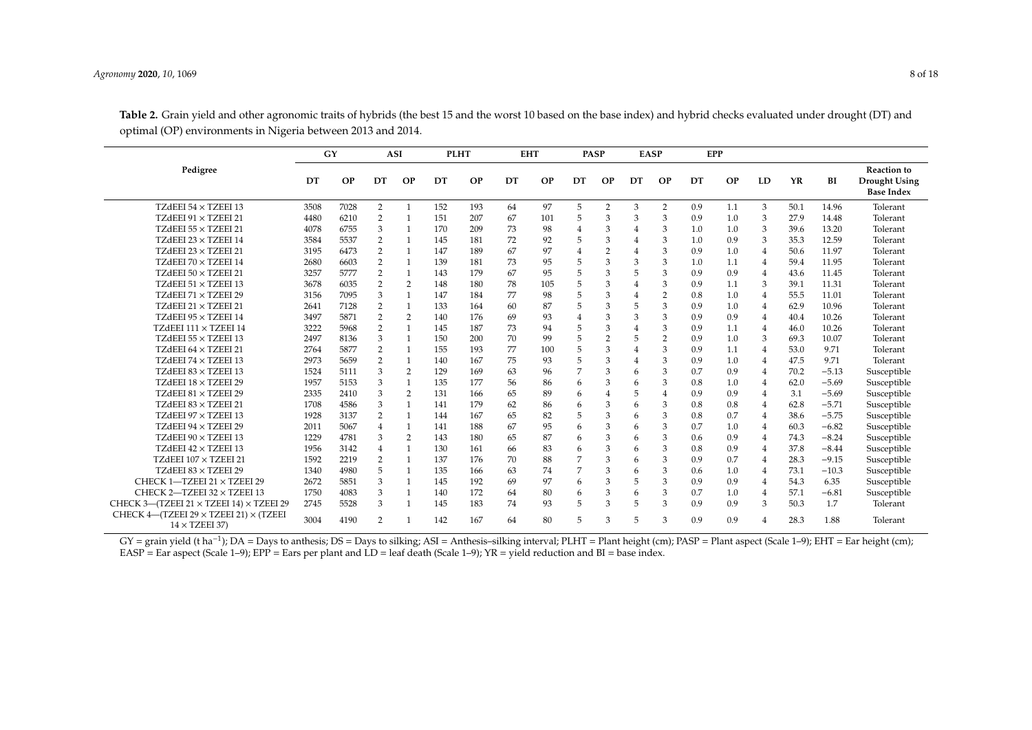**Table 2.** Grain yield and other agronomic traits of hybrids (the best 15 and the worst 10 based on the base index) and hybrid checks evaluated under drought (DT) and optimal (OP) environments in Nigeria between 2013 and 2014.

| Pedigree | GY | | ASI | | PLHT | | EHT | | PASP | | EASP | | EPP | | | | | |
|---|---|---|---|---|---|---|---|---|---|---|---|---|---|---|---|---|---|---|
| | DT | OP | DT | OP | DT | OP | DT | OP | DT | OP | DT | OP | DT | OP | LD | YR | BI | Reaction to Drought Using Base Index |
| TZdEEI 54 × TZEEI 13 | 3508 | 7028 | 2 | 1 | 152 | 193 | 64 | 97 | 5 | 2 | 3 | 2 | 0.9 | 1.1 | 3 | 50.1 | 14.96 | Tolerant |
| TZdEEI 91 × TZEEI 21 | 4480 | 6210 | 2 | 1 | 151 | 207 | 67 | 101 | 5 | 3 | 3 | 3 | 0.9 | 1.0 | 3 | 27.9 | 14.48 | Tolerant |
| TZdEEI 55 × TZEEI 21 | 4078 | 6755 | 3 | 1 | 170 | 209 | 73 | 98 | 4 | 3 | 4 | 3 | 1.0 | 1.0 | 3 | 39.6 | 13.20 | Tolerant |
| TZdEEI 23 × TZEEI 14 | 3584 | 5537 | 2 | 1 | 145 | 181 | 72 | 92 | 5 | 3 | 4 | 3 | 1.0 | 0.9 | 3 | 35.3 | 12.59 | Tolerant |
| TZdEEI 23 × TZEEI 21 | 3195 | 6473 | 2 | 1 | 147 | 189 | 67 | 97 | 4 | 2 | 4 | 3 | 0.9 | 1.0 | 4 | 50.6 | 11.97 | Tolerant |
| TZdEEI 70 × TZEEI 14 | 2680 | 6603 | 2 | 1 | 139 | 181 | 73 | 95 | 5 | 3 | 3 | 3 | 1.0 | 1.1 | 4 | 59.4 | 11.95 | Tolerant |
| TZdEEI 50 × TZEEI 21 | 3257 | 5777 | 2 | 1 | 143 | 179 | 67 | 95 | 5 | 3 | 5 | 3 | 0.9 | 0.9 | 4 | 43.6 | 11.45 | Tolerant |
| TZdEEI 51 × TZEEI 13 | 3678 | 6035 | 2 | 2 | 148 | 180 | 78 | 105 | 5 | 3 | 4 | 3 | 0.9 | 1.1 | 3 | 39.1 | 11.31 | Tolerant |
| TZdEEI 71 × TZEEI 29 | 3156 | 7095 | 3 | 1 | 147 | 184 | 77 | 98 | 5 | 3 | 4 | 2 | 0.8 | 1.0 | 4 | 55.5 | 11.01 | Tolerant |
| TZdEEI 21 × TZEEI 21 | 2641 | 7128 | 2 | 1 | 133 | 164 | 60 | 87 | 5 | 3 | 5 | 3 | 0.9 | 1.0 | 4 | 62.9 | 10.96 | Tolerant |
| TZdEEI 95 × TZEEI 14 | 3497 | 5871 | 2 | 2 | 140 | 176 | 69 | 93 | 4 | 3 | 3 | 3 | 0.9 | 0.9 | 4 | 40.4 | 10.26 | Tolerant |
| TZdEEI 111 × TZEEI 14 | 3222 | 5968 | 2 | 1 | 145 | 187 | 73 | 94 | 5 | 3 | 4 | 3 | 0.9 | 1.1 | 4 | 46.0 | 10.26 | Tolerant |
| TZdEEI 55 × TZEEI 13 | 2497 | 8136 | 3 | 1 | 150 | 200 | 70 | 99 | 5 | 2 | 5 | 2 | 0.9 | 1.0 | 3 | 69.3 | 10.07 | Tolerant |
| TZdEEI 64 × TZEEI 21 | 2764 | 5877 | 2 | 1 | 155 | 193 | 77 | 100 | 5 | 3 | 4 | 3 | 0.9 | 1.1 | 4 | 53.0 | 9.71 | Tolerant |
| TZdEEI 74 × TZEEI 13 | 2973 | 5659 | 2 | 1 | 140 | 167 | 75 | 93 | 5 | 3 | 4 | 3 | 0.9 | 1.0 | 4 | 47.5 | 9.71 | Tolerant |
| TZdEEI 83 × TZEEI 13 | 1524 | 5111 | 3 | 2 | 129 | 169 | 63 | 96 | 7 | 3 | 6 | 3 | 0.7 | 0.9 | 4 | 70.2 | −5.13 | Susceptible |
| TZdEEI 18 × TZEEI 29 | 1957 | 5153 | 3 | 1 | 135 | 177 | 56 | 86 | 6 | 3 | 6 | 3 | 0.8 | 1.0 | 4 | 62.0 | −5.69 | Susceptible |
| TZdEEI 81 × TZEEI 29 | 2335 | 2410 | 3 | 2 | 131 | 166 | 65 | 89 | 6 | 4 | 5 | 4 | 0.9 | 0.9 | 4 | 3.1 | −5.69 | Susceptible |
| TZdEEI 83 × TZEEI 21 | 1708 | 4586 | 3 | 1 | 141 | 179 | 62 | 86 | 6 | 3 | 6 | 3 | 0.8 | 0.8 | 4 | 62.8 | −5.71 | Susceptible |
| TZdEEI 97 × TZEEI 13 | 1928 | 3137 | 2 | 1 | 144 | 167 | 65 | 82 | 5 | 3 | 6 | 3 | 0.8 | 0.7 | 4 | 38.6 | −5.75 | Susceptible |
| TZdEEI 94 × TZEEI 29 | 2011 | 5067 | 4 | 1 | 141 | 188 | 67 | 95 | 6 | 3 | 6 | 3 | 0.7 | 1.0 | 4 | 60.3 | −6.82 | Susceptible |
| TZdEEI 90 × TZEEI 13 | 1229 | 4781 | 3 | 2 | 143 | 180 | 65 | 87 | 6 | 3 | 6 | 3 | 0.6 | 0.9 | 4 | 74.3 | −8.24 | Susceptible |
| TZdEEI 42 × TZEEI 13 | 1956 | 3142 | 4 | 1 | 130 | 161 | 66 | 83 | 6 | 3 | 6 | 3 | 0.8 | 0.9 | 4 | 37.8 | −8.44 | Susceptible |
| TZdEEI 107 × TZEEI 21 | 1592 | 2219 | 2 | 1 | 137 | 176 | 70 | 88 | 7 | 3 | 6 | 3 | 0.9 | 0.7 | 4 | 28.3 | −9.15 | Susceptible |
| TZdEEI 83 × TZEEI 29 | 1340 | 4980 | 5 | 1 | 135 | 166 | 63 | 74 | 7 | 3 | 6 | 3 | 0.6 | 1.0 | 4 | 73.1 | −10.3 | Susceptible |
| CHECK 1—TZEEI 21 × TZEEI 29 | 2672 | 5851 | 3 | 1 | 145 | 192 | 69 | 97 | 6 | 3 | 5 | 3 | 0.9 | 0.9 | 4 | 54.3 | 6.35 | Susceptible |
| CHECK 2—TZEEI 32 × TZEEI 13 | 1750 | 4083 | 3 | 1 | 140 | 172 | 64 | 80 | 6 | 3 | 6 | 3 | 0.7 | 1.0 | 4 | 57.1 | −6.81 | Susceptible |
| CHECK 3—(TZEEI 21 × TZEEI 14) × TZEEI 29 | 2745 | 5528 | 3 | 1 | 145 | 183 | 74 | 93 | 5 | 3 | 5 | 3 | 0.9 | 0.9 | 3 | 50.3 | 1.7 | Tolerant |
| CHECK 4—(TZEEI 29 × TZEEI 21) × (TZEEI 14 × TZEEI 37) | 3004 | 4190 | 2 | 1 | 142 | 167 | 64 | 80 | 5 | 3 | 5 | 3 | 0.9 | 0.9 | 4 | 28.3 | 1.88 | Tolerant |

GY = grain yield (t ha$^{-1}$); DA = Days to anthesis; DS = Days to silking; ASI = Anthesis–silking interval; PLHT = Plant height (cm); PASP = Plant aspect (Scale 1–9); EHT = Ear height (cm); EASP = Ear aspect (Scale 1–9); EPP = Ears per plant and LD = leaf death (Scale 1–9); YR = yield reduction and BI = base index.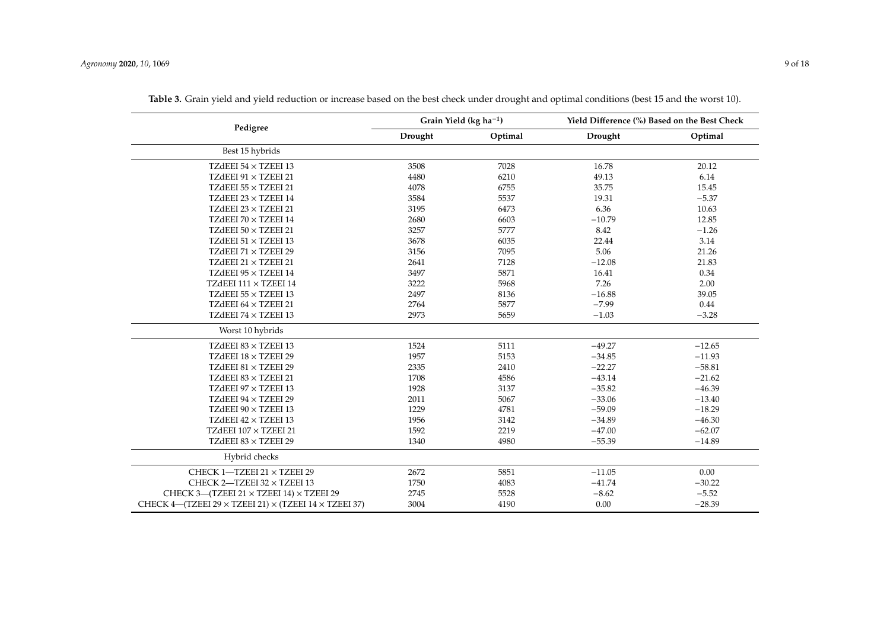**Table 3.** Grain yield and yield reduction or increase based on the best check under drought and optimal conditions (best 15 and the worst 10).

| Pedigree | Grain Yield (kg ha$^{-1}$) | | Yield Difference (%) Based on the Best Check | |
|---|---|---|---|---|
| | Drought | Optimal | Drought | Optimal |
| Best 15 hybrids | | | | |
| TZdEEI 54 × TZEEI 13 | 3508 | 7028 | 16.78 | 20.12 |
| TZdEEI 91 × TZEEI 21 | 4480 | 6210 | 49.13 | 6.14 |
| TZdEEI 55 × TZEEI 21 | 4078 | 6755 | 35.75 | 15.45 |
| TZdEEI 23 × TZEEI 14 | 3584 | 5537 | 19.31 | −5.37 |
| TZdEEI 23 × TZEEI 21 | 3195 | 6473 | 6.36 | 10.63 |
| TZdEEI 70 × TZEEI 14 | 2680 | 6603 | −10.79 | 12.85 |
| TZdEEI 50 × TZEEI 21 | 3257 | 5777 | 8.42 | −1.26 |
| TZdEEI 51 × TZEEI 13 | 3678 | 6035 | 22.44 | 3.14 |
| TZdEEI 71 × TZEEI 29 | 3156 | 7095 | 5.06 | 21.26 |
| TZdEEI 21 × TZEEI 21 | 2641 | 7128 | −12.08 | 21.83 |
| TZdEEI 95 × TZEEI 14 | 3497 | 5871 | 16.41 | 0.34 |
| TZdEEI 111 × TZEEI 14 | 3222 | 5968 | 7.26 | 2.00 |
| TZdEEI 55 × TZEEI 13 | 2497 | 8136 | −16.88 | 39.05 |
| TZdEEI 64 × TZEEI 21 | 2764 | 5877 | −7.99 | 0.44 |
| TZdEEI 74 × TZEEI 13 | 2973 | 5659 | −1.03 | −3.28 |
| Worst 10 hybrids | | | | |
| TZdEEI 83 × TZEEI 13 | 1524 | 5111 | −49.27 | −12.65 |
| TZdEEI 18 × TZEEI 29 | 1957 | 5153 | −34.85 | −11.93 |
| TZdEEI 81 × TZEEI 29 | 2335 | 2410 | −22.27 | −58.81 |
| TZdEEI 83 × TZEEI 21 | 1708 | 4586 | −43.14 | −21.62 |
| TZdEEI 97 × TZEEI 13 | 1928 | 3137 | −35.82 | −46.39 |
| TZdEEI 94 × TZEEI 29 | 2011 | 5067 | −33.06 | −13.40 |
| TZdEEI 90 × TZEEI 13 | 1229 | 4781 | −59.09 | −18.29 |
| TZdEEI 42 × TZEEI 13 | 1956 | 3142 | −34.89 | −46.30 |
| TZdEEI 107 × TZEEI 21 | 1592 | 2219 | −47.00 | −62.07 |
| TZdEEI 83 × TZEEI 29 | 1340 | 4980 | −55.39 | −14.89 |
| Hybrid checks | | | | |
| CHECK 1—TZEEI 21 × TZEEI 29 | 2672 | 5851 | −11.05 | 0.00 |
| CHECK 2—TZEEI 32 × TZEEI 13 | 1750 | 4083 | −41.74 | −30.22 |
| CHECK 3—(TZEEI 21 × TZEEI 14) × TZEEI 29 | 2745 | 5528 | −8.62 | −5.52 |
| CHECK 4—(TZEEI 29 × TZEEI 21) × (TZEEI 14 × TZEEI 37) | 3004 | 4190 | 0.00 | −28.39 |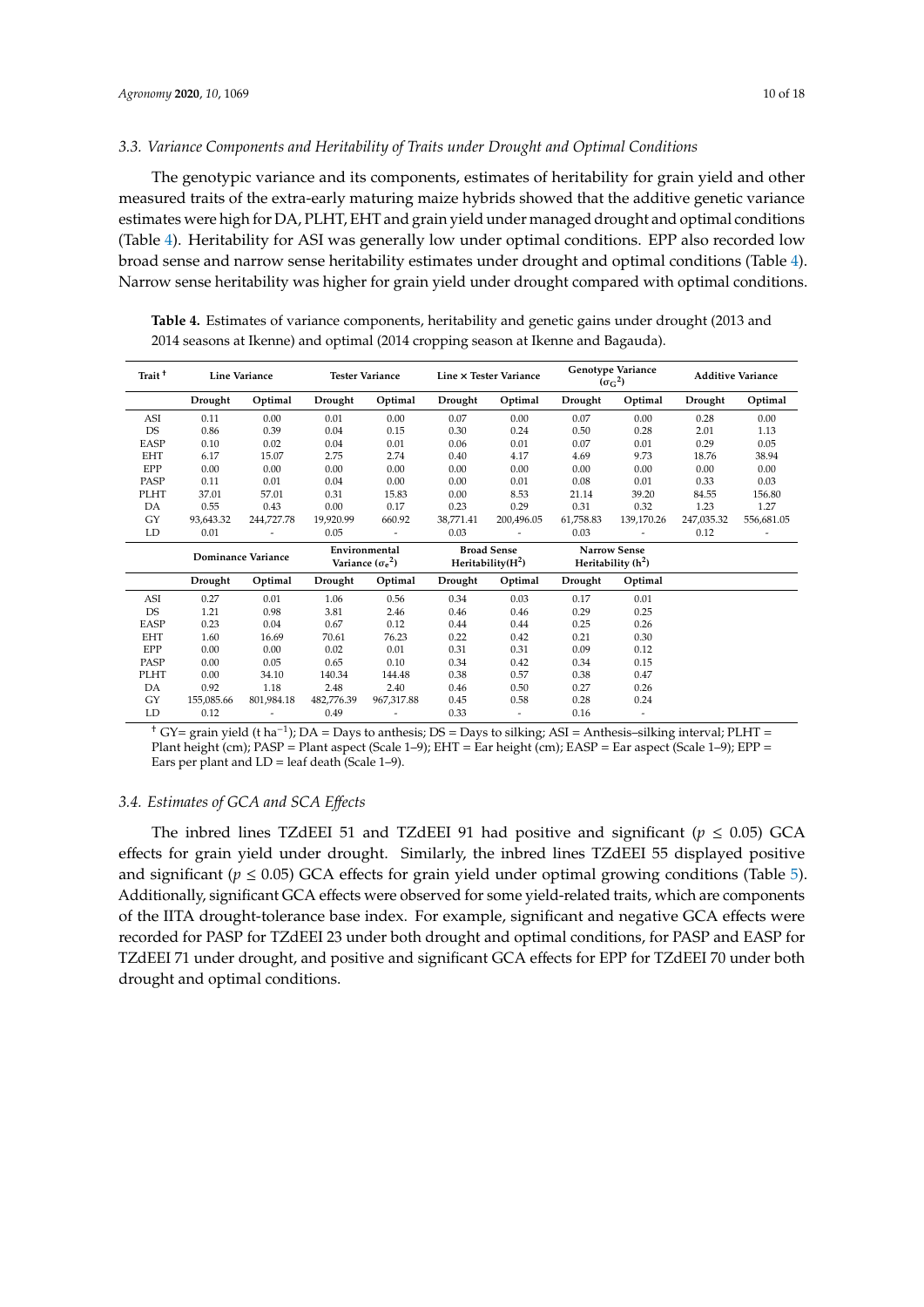### 3.3. Variance Components and Heritability of Traits under Drought and Optimal Conditions

The genotypic variance and its components, estimates of heritability for grain yield and other measured traits of the extra-early maturing maize hybrids showed that the additive genetic variance estimates were high for DA, PLHT, EHT and grain yield under managed drought and optimal conditions (Table 4). Heritability for ASI was generally low under optimal conditions. EPP also recorded low broad sense and narrow sense heritability estimates under drought and optimal conditions (Table 4). Narrow sense heritability was higher for grain yield under drought compared with optimal conditions.

**Table 4.** Estimates of variance components, heritability and genetic gains under drought (2013 and 2014 seasons at Ikenne) and optimal (2014 cropping season at Ikenne and Bagauda).

| Trait [†] | Line Variance | | Tester Variance | | Line × Tester Variance | | Genotype Variance ($\sigma_G^2$) | | Additive Variance | |
|---|---|---|---|---|---|---|---|---|---|---|
| | Drought | Optimal | Drought | Optimal | Drought | Optimal | Drought | Optimal | Drought | Optimal |
| ASI | 0.11 | 0.00 | 0.01 | 0.00 | 0.07 | 0.00 | 0.07 | 0.00 | 0.28 | 0.00 |
| DS | 0.86 | 0.39 | 0.04 | 0.15 | 0.30 | 0.24 | 0.50 | 0.28 | 2.01 | 1.13 |
| EASP | 0.10 | 0.02 | 0.04 | 0.01 | 0.06 | 0.01 | 0.07 | 0.01 | 0.29 | 0.05 |
| EHT | 6.17 | 15.07 | 2.75 | 2.74 | 0.40 | 4.17 | 4.69 | 9.73 | 18.76 | 38.94 |
| EPP | 0.00 | 0.00 | 0.00 | 0.00 | 0.00 | 0.00 | 0.00 | 0.00 | 0.00 | 0.00 |
| PASP | 0.11 | 0.01 | 0.04 | 0.00 | 0.00 | 0.01 | 0.08 | 0.01 | 0.33 | 0.03 |
| PLHT | 37.01 | 57.01 | 0.31 | 15.83 | 0.00 | 8.53 | 21.14 | 39.20 | 84.55 | 156.80 |
| DA | 0.55 | 0.43 | 0.00 | 0.17 | 0.23 | 0.29 | 0.31 | 0.32 | 1.23 | 1.27 |
| GY | 93,643.32 | 244,727.78 | 19,920.99 | 660.92 | 38,771.41 | 200,496.05 | 61,758.83 | 139,170.26 | 247,035.32 | 556,681.05 |
| LD | 0.01 | - | 0.05 | - | 0.03 | - | 0.03 | - | 0.12 | - |
| | Dominance Variance | | Environmental Variance ($\sigma_e^2$) | | Broad Sense Heritability($H^2$) | | Narrow Sense Heritability ($h^2$) | | | |
| | Drought | Optimal | Drought | Optimal | Drought | Optimal | Drought | Optimal | | |
| ASI | 0.27 | 0.01 | 1.06 | 0.56 | 0.34 | 0.03 | 0.17 | 0.01 | | |
| DS | 1.21 | 0.98 | 3.81 | 2.46 | 0.46 | 0.46 | 0.29 | 0.25 | | |
| EASP | 0.23 | 0.04 | 0.67 | 0.12 | 0.44 | 0.44 | 0.25 | 0.26 | | |
| EHT | 1.60 | 16.69 | 70.61 | 76.23 | 0.22 | 0.42 | 0.21 | 0.30 | | |
| EPP | 0.00 | 0.00 | 0.02 | 0.01 | 0.31 | 0.31 | 0.09 | 0.12 | | |
| PASP | 0.00 | 0.05 | 0.65 | 0.10 | 0.34 | 0.42 | 0.34 | 0.15 | | |
| PLHT | 0.00 | 34.10 | 140.34 | 144.48 | 0.38 | 0.57 | 0.38 | 0.47 | | |
| DA | 0.92 | 1.18 | 2.48 | 2.40 | 0.46 | 0.50 | 0.27 | 0.26 | | |
| GY | 155,085.66 | 801,984.18 | 482,776.39 | 967,317.88 | 0.45 | 0.58 | 0.28 | 0.24 | | |
| LD | 0.12 | - | 0.49 | - | 0.33 | - | 0.16 | - | | |

[†] GY= grain yield (t ha$^{-1}$); DA = Days to anthesis; DS = Days to silking; ASI = Anthesis–silking interval; PLHT = Plant height (cm); PASP = Plant aspect (Scale 1–9); EHT = Ear height (cm); EASP = Ear aspect (Scale 1–9); EPP = Ears per plant and LD = leaf death (Scale 1–9).

### 3.4. Estimates of GCA and SCA Effects

The inbred lines TZdEEI 51 and TZdEEI 91 had positive and significant ($p \leq 0.05$) GCA effects for grain yield under drought. Similarly, the inbred lines TZdEEI 55 displayed positive and significant ($p \leq 0.05$) GCA effects for grain yield under optimal growing conditions (Table 5). Additionally, significant GCA effects were observed for some yield-related traits, which are components of the IITA drought-tolerance base index. For example, significant and negative GCA effects were recorded for PASP for TZdEEI 23 under both drought and optimal conditions, for PASP and EASP for TZdEEI 71 under drought, and positive and significant GCA effects for EPP for TZdEEI 70 under both drought and optimal conditions.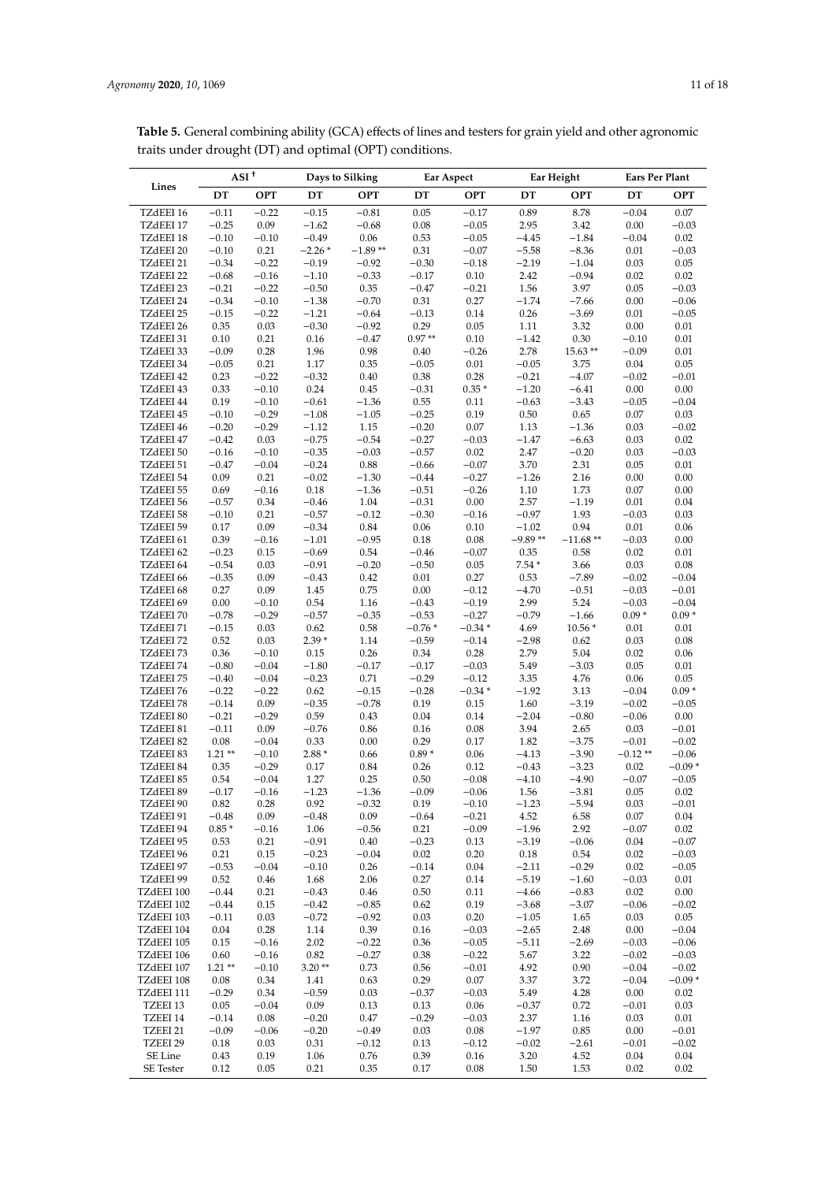**Table 5.** General combining ability (GCA) effects of lines and testers for grain yield and other agronomic traits under drought (DT) and optimal (OPT) conditions.

| Lines | ASI [†] | | Days to Silking | | Ear Aspect | | Ear Height | | Ears Per Plant | |
|---|---|---|---|---|---|---|---|---|---|---|
| | DT | OPT | DT | OPT | DT | OPT | DT | OPT | DT | OPT |
| TZdEEI 16 | −0.11 | −0.22 | −0.15 | −0.81 | 0.05 | −0.17 | 0.89 | 8.78 | −0.04 | 0.07 |
| TZdEEI 17 | −0.25 | 0.09 | −1.62 | −0.68 | 0.08 | −0.05 | 2.95 | 3.42 | 0.00 | −0.03 |
| TZdEEI 18 | −0.10 | −0.10 | −0.49 | 0.06 | 0.53 | −0.05 | −4.45 | −1.84 | −0.04 | 0.02 |
| TZdEEI 20 | −0.10 | 0.21 | −2.26 * | −1.89 ** | 0.31 | −0.07 | −5.58 | −8.36 | 0.01 | −0.03 |
| TZdEEI 21 | −0.34 | −0.22 | −0.19 | −0.92 | −0.30 | −0.18 | −2.19 | −1.04 | 0.03 | 0.05 |
| TZdEEI 22 | −0.68 | −0.16 | −1.10 | −0.33 | −0.17 | 0.10 | 2.42 | −0.94 | 0.02 | 0.02 |
| TZdEEI 23 | −0.21 | −0.22 | −0.50 | 0.35 | −0.47 | −0.21 | 1.56 | 3.97 | 0.05 | −0.03 |
| TZdEEI 24 | −0.34 | −0.10 | −1.38 | −0.70 | 0.31 | 0.27 | −1.74 | −7.66 | 0.00 | −0.06 |
| TZdEEI 25 | −0.15 | −0.22 | −1.21 | −0.64 | −0.13 | 0.14 | 0.26 | −3.69 | 0.01 | −0.05 |
| TZdEEI 26 | 0.35 | 0.03 | −0.30 | −0.92 | 0.29 | 0.05 | 1.11 | 3.32 | 0.00 | 0.01 |
| TZdEEI 31 | 0.10 | 0.21 | 0.16 | −0.47 | 0.97 ** | 0.10 | −1.42 | 0.30 | −0.10 | 0.01 |
| TZdEEI 33 | −0.09 | 0.28 | 1.96 | 0.98 | 0.40 | −0.26 | 2.78 | 15.63 ** | −0.09 | 0.01 |
| TZdEEI 34 | −0.05 | 0.21 | 1.17 | 0.35 | −0.05 | 0.01 | −0.05 | 3.75 | 0.04 | 0.05 |
| TZdEEI 42 | 0.23 | −0.22 | −0.32 | 0.40 | 0.38 | 0.28 | −0.21 | −4.07 | −0.02 | −0.01 |
| TZdEEI 43 | 0.33 | −0.10 | 0.24 | 0.45 | −0.31 | 0.35 * | −1.20 | −6.41 | 0.00 | 0.00 |
| TZdEEI 44 | 0.19 | −0.10 | −0.61 | −1.36 | 0.55 | 0.11 | −0.63 | −3.43 | −0.05 | −0.04 |
| TZdEEI 45 | −0.10 | −0.29 | −1.08 | −1.05 | −0.25 | 0.19 | 0.50 | 0.65 | 0.07 | 0.03 |
| TZdEEI 46 | −0.20 | −0.29 | −1.12 | 1.15 | −0.20 | 0.07 | 1.13 | −1.36 | 0.03 | −0.02 |
| TZdEEI 47 | −0.42 | 0.03 | −0.75 | −0.54 | −0.27 | −0.03 | −1.47 | −6.63 | 0.03 | 0.02 |
| TZdEEI 50 | −0.16 | −0.10 | −0.35 | −0.03 | −0.57 | 0.02 | 2.47 | −0.20 | 0.03 | −0.03 |
| TZdEEI 51 | −0.47 | −0.04 | −0.24 | 0.88 | −0.66 | −0.07 | 3.70 | 2.31 | 0.05 | 0.01 |
| TZdEEI 54 | 0.09 | 0.21 | −0.02 | −1.30 | −0.44 | −0.27 | −1.26 | 2.16 | 0.00 | 0.00 |
| TZdEEI 55 | 0.69 | −0.16 | 0.18 | −1.36 | −0.51 | −0.26 | 1.10 | 1.73 | 0.07 | 0.00 |
| TZdEEI 56 | −0.57 | 0.34 | −0.46 | 1.04 | −0.31 | 0.00 | 2.57 | −1.19 | 0.01 | 0.04 |
| TZdEEI 58 | −0.10 | 0.21 | −0.57 | −0.12 | −0.30 | −0.16 | −0.97 | 1.93 | −0.03 | 0.03 |
| TZdEEI 59 | 0.17 | 0.09 | −0.34 | 0.84 | 0.06 | 0.10 | −1.02 | 0.94 | 0.01 | 0.06 |
| TZdEEI 61 | 0.39 | −0.16 | −1.01 | −0.95 | 0.18 | 0.08 | −9.89 ** | −11.68 ** | −0.03 | 0.00 |
| TZdEEI 62 | −0.23 | 0.15 | −0.69 | 0.54 | −0.46 | −0.07 | 0.35 | 0.58 | 0.02 | 0.01 |
| TZdEEI 64 | −0.54 | 0.03 | −0.91 | −0.20 | −0.50 | 0.05 | 7.54 * | 3.66 | 0.03 | 0.08 |
| TZdEEI 66 | −0.35 | 0.09 | −0.43 | 0.42 | 0.01 | 0.27 | 0.53 | −7.89 | −0.02 | −0.04 |
| TZdEEI 68 | 0.27 | 0.09 | 1.45 | 0.75 | 0.00 | −0.12 | −4.70 | −0.51 | −0.03 | −0.01 |
| TZdEEI 69 | 0.00 | −0.10 | 0.54 | 1.16 | −0.43 | −0.19 | 2.99 | 5.24 | −0.03 | −0.04 |
| TZdEEI 70 | −0.78 | −0.29 | −0.57 | −0.35 | −0.53 | −0.27 | −0.79 | −1.66 | 0.09 * | 0.09 * |
| TZdEEI 71 | −0.15 | 0.03 | 0.62 | 0.58 | −0.76 * | −0.34 * | 4.69 | 10.56 * | 0.01 | 0.01 |
| TZdEEI 72 | 0.52 | 0.03 | 2.39 * | 1.14 | −0.59 | −0.14 | −2.98 | 0.62 | 0.03 | 0.08 |
| TZdEEI 73 | 0.36 | −0.10 | 0.15 | 0.26 | 0.34 | 0.28 | 2.79 | 5.04 | 0.02 | 0.06 |
| TZdEEI 74 | −0.80 | −0.04 | −1.80 | −0.17 | −0.17 | −0.03 | 5.49 | −3.03 | 0.05 | 0.01 |
| TZdEEI 75 | −0.40 | −0.04 | −0.23 | 0.71 | −0.29 | −0.12 | 3.35 | 4.76 | 0.06 | 0.05 |
| TZdEEI 76 | −0.22 | −0.22 | 0.62 | −0.15 | −0.28 | −0.34 * | −1.92 | 3.13 | −0.04 | 0.09 * |
| TZdEEI 78 | −0.14 | 0.09 | −0.35 | −0.78 | 0.19 | 0.15 | 1.60 | −3.19 | −0.02 | −0.05 |
| TZdEEI 80 | −0.21 | −0.29 | 0.59 | 0.43 | 0.04 | 0.14 | −2.04 | −0.80 | −0.06 | 0.00 |
| TZdEEI 81 | −0.11 | 0.09 | −0.76 | 0.86 | 0.16 | 0.08 | 3.94 | 2.65 | 0.03 | −0.01 |
| TZdEEI 82 | 0.08 | −0.04 | 0.33 | 0.00 | 0.29 | 0.17 | 1.82 | −3.75 | −0.01 | −0.02 |
| TZdEEI 83 | 1.21 ** | −0.10 | 2.88 * | 0.66 | 0.89 * | 0.06 | −4.13 | −3.90 | −0.12 ** | −0.06 |
| TZdEEI 84 | 0.35 | −0.29 | 0.17 | 0.84 | 0.26 | 0.12 | −0.43 | −3.23 | 0.02 | −0.09 * |
| TZdEEI 85 | 0.54 | −0.04 | 1.27 | 0.25 | 0.50 | −0.08 | −4.10 | −4.90 | −0.07 | −0.05 |
| TZdEEI 89 | −0.17 | −0.16 | −1.23 | −1.36 | −0.09 | −0.06 | 1.56 | −3.81 | 0.05 | 0.02 |
| TZdEEI 90 | 0.82 | 0.28 | 0.92 | −0.32 | 0.19 | −0.10 | −1.23 | −5.94 | 0.03 | −0.01 |
| TZdEEI 91 | −0.48 | 0.09 | −0.48 | 0.09 | −0.64 | −0.21 | 4.52 | 6.58 | 0.07 | 0.04 |
| TZdEEI 94 | 0.85 * | −0.16 | 1.06 | −0.56 | 0.21 | −0.09 | −1.96 | 2.92 | −0.07 | 0.02 |
| TZdEEI 95 | 0.53 | 0.21 | −0.91 | 0.40 | −0.23 | 0.13 | −3.19 | −0.06 | 0.04 | −0.07 |
| TZdEEI 96 | 0.21 | 0.15 | −0.23 | −0.04 | 0.02 | 0.20 | 0.18 | 0.54 | 0.02 | −0.03 |
| TZdEEI 97 | −0.53 | −0.04 | −0.10 | 0.26 | −0.14 | 0.04 | −2.11 | −0.29 | 0.02 | −0.05 |
| TZdEEI 99 | 0.52 | 0.46 | 1.68 | 2.06 | 0.27 | 0.14 | −5.19 | −1.60 | −0.03 | 0.01 |
| TZdEEI 100 | −0.44 | 0.21 | −0.43 | 0.46 | 0.50 | 0.11 | −4.66 | −0.83 | 0.02 | 0.00 |
| TZdEEI 102 | −0.44 | 0.15 | −0.42 | −0.85 | 0.62 | 0.19 | −3.68 | −3.07 | −0.06 | −0.02 |
| TZdEEI 103 | −0.11 | 0.03 | −0.72 | −0.92 | 0.03 | 0.20 | −1.05 | 1.65 | 0.03 | 0.05 |
| TZdEEI 104 | 0.04 | 0.28 | 1.14 | 0.39 | 0.16 | −0.03 | −2.65 | 2.48 | 0.00 | −0.04 |
| TZdEEI 105 | 0.15 | −0.16 | 2.02 | −0.22 | 0.36 | −0.05 | −5.11 | −2.69 | −0.03 | −0.06 |
| TZdEEI 106 | 0.60 | −0.16 | 0.82 | −0.27 | 0.38 | −0.22 | 5.67 | 3.22 | −0.02 | −0.03 |
| TZdEEI 107 | 1.21 ** | −0.10 | 3.20 ** | 0.73 | 0.56 | −0.01 | 4.92 | 0.90 | −0.04 | −0.02 |
| TZdEEI 108 | 0.08 | 0.34 | 1.41 | 0.63 | 0.29 | 0.07 | 3.37 | 3.72 | −0.04 | −0.09 * |
| TZdEEI 111 | −0.29 | 0.34 | −0.59 | 0.03 | −0.37 | −0.03 | 5.49 | 4.28 | 0.00 | 0.02 |
| TZEEI 13 | 0.05 | −0.04 | 0.09 | 0.13 | 0.13 | 0.06 | −0.37 | 0.72 | −0.01 | 0.03 |
| TZEEI 14 | −0.14 | 0.08 | −0.20 | 0.47 | −0.29 | −0.03 | 2.37 | 1.16 | 0.03 | 0.01 |
| TZEEI 21 | −0.09 | −0.06 | −0.20 | −0.49 | 0.03 | 0.08 | −1.97 | 0.85 | 0.00 | −0.01 |
| TZEEI 29 | 0.18 | 0.03 | 0.31 | −0.12 | 0.13 | −0.12 | −0.02 | −2.61 | −0.01 | −0.02 |
| SE Line | 0.43 | 0.19 | 1.06 | 0.76 | 0.39 | 0.16 | 3.20 | 4.52 | 0.04 | 0.04 |
| SE Tester | 0.12 | 0.05 | 0.21 | 0.35 | 0.17 | 0.08 | 1.50 | 1.53 | 0.02 | 0.02 |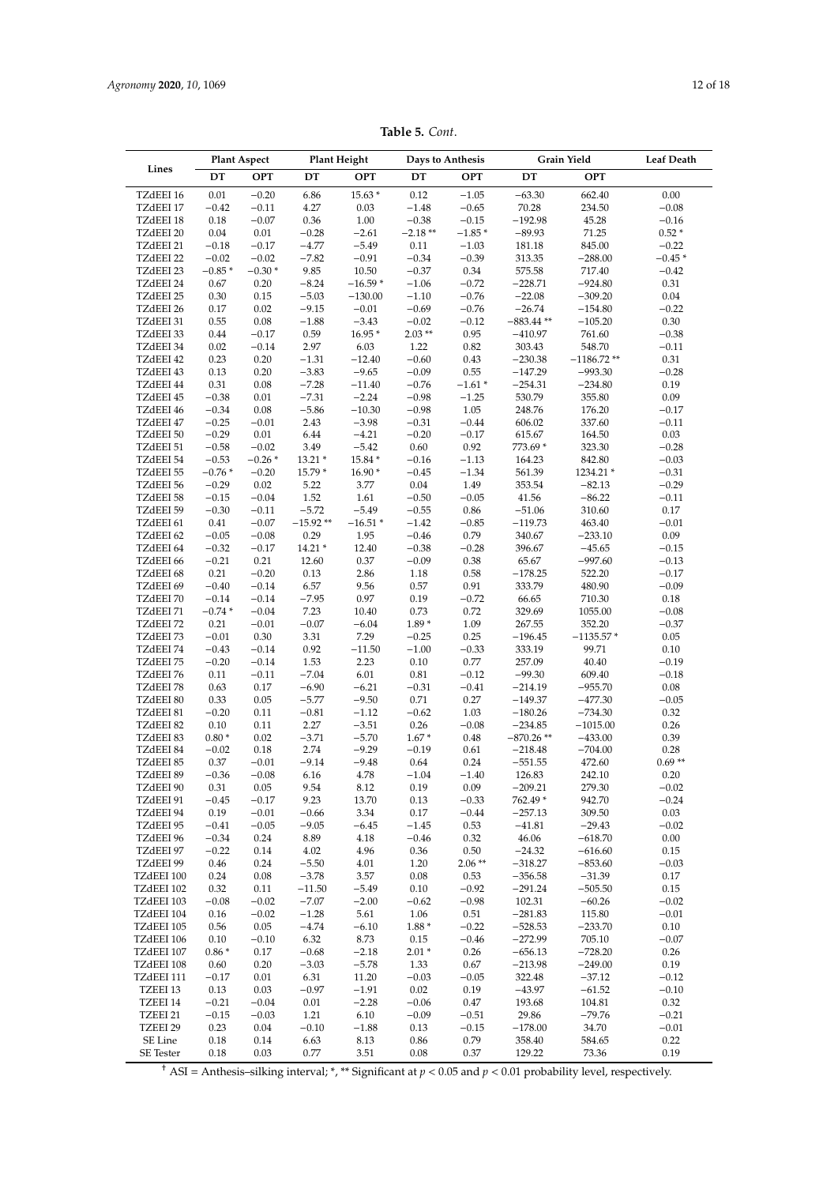**Table 5.** *Cont.*

| Lines | Plant Aspect | | Plant Height | | Days to Anthesis | | Grain Yield | | Leaf Death |
|---|---|---|---|---|---|---|---|---|---|
| | DT | OPT | DT | OPT | DT | OPT | DT | OPT | |
| TZdEEI 16 | 0.01 | −0.20 | 6.86 | 15.63 * | 0.12 | −1.05 | −63.30 | 662.40 | 0.00 |
| TZdEEI 17 | −0.42 | −0.11 | 4.27 | 0.03 | −1.48 | −0.65 | 70.28 | 234.50 | −0.08 |
| TZdEEI 18 | 0.18 | −0.07 | 0.36 | 1.00 | −0.38 | −0.15 | −192.98 | 45.28 | −0.16 |
| TZdEEI 20 | 0.04 | 0.01 | −0.28 | −2.61 | −2.18 ** | −1.85 * | −89.93 | 71.25 | 0.52 * |
| TZdEEI 21 | −0.18 | −0.17 | −4.77 | −5.49 | 0.11 | −1.03 | 181.18 | 845.00 | −0.22 |
| TZdEEI 22 | −0.02 | −0.02 | −7.82 | −0.91 | −0.34 | −0.39 | 313.35 | −288.00 | −0.45 * |
| TZdEEI 23 | −0.85 * | −0.30 * | 9.85 | 10.50 | −0.37 | 0.34 | 575.58 | 717.40 | −0.42 |
| TZdEEI 24 | 0.67 | 0.20 | −8.24 | −16.59 * | −1.06 | −0.72 | −228.71 | −924.80 | 0.31 |
| TZdEEI 25 | 0.30 | 0.15 | −5.03 | −130.00 | −1.10 | −0.76 | −22.08 | −309.20 | 0.04 |
| TZdEEI 26 | 0.17 | 0.02 | −9.15 | −0.01 | −0.69 | −0.76 | −26.74 | −154.80 | −0.22 |
| TZdEEI 31 | 0.55 | 0.08 | −1.88 | −3.43 | −0.02 | −0.12 | −883.44 ** | −105.20 | 0.30 |
| TZdEEI 33 | 0.44 | −0.17 | 0.59 | 16.95 * | 2.03 ** | 0.95 | −410.97 | 761.60 | −0.38 |
| TZdEEI 34 | 0.02 | −0.14 | 2.97 | 6.03 | 1.22 | 0.82 | 303.43 | 548.70 | −0.11 |
| TZdEEI 42 | 0.23 | 0.20 | −1.31 | −12.40 | −0.60 | 0.43 | −230.38 | −1186.72 ** | 0.31 |
| TZdEEI 43 | 0.13 | 0.20 | −3.83 | −9.65 | −0.09 | 0.55 | −147.29 | −993.30 | −0.28 |
| TZdEEI 44 | 0.31 | 0.08 | −7.28 | −11.40 | −0.76 | −1.61 * | −254.31 | −234.80 | 0.19 |
| TZdEEI 45 | −0.38 | 0.01 | −7.31 | −2.24 | −0.98 | −1.25 | 530.79 | 355.80 | 0.09 |
| TZdEEI 46 | −0.34 | 0.08 | −5.86 | −10.30 | −0.98 | 1.05 | 248.76 | 176.20 | −0.17 |
| TZdEEI 47 | −0.25 | −0.01 | 2.43 | −3.98 | −0.31 | −0.44 | 606.02 | 337.60 | −0.11 |
| TZdEEI 50 | −0.29 | 0.01 | 6.44 | −4.21 | −0.20 | −0.17 | 615.67 | 164.50 | 0.03 |
| TZdEEI 51 | −0.58 | −0.02 | 3.49 | −5.42 | 0.60 | 0.92 | 773.69 * | 323.30 | −0.28 |
| TZdEEI 54 | −0.53 | −0.26 * | 13.21 * | 15.84 * | −0.16 | −1.13 | 164.23 | 842.80 | −0.03 |
| TZdEEI 55 | −0.76 * | −0.20 | 15.79 * | 16.90 * | −0.45 | −1.34 | 561.39 | 1234.21 * | −0.31 |
| TZdEEI 56 | −0.29 | 0.02 | 5.22 | 3.77 | 0.04 | 1.49 | 353.54 | −82.13 | −0.29 |
| TZdEEI 58 | −0.15 | −0.04 | 1.52 | 1.61 | −0.50 | −0.05 | 41.56 | −86.22 | −0.11 |
| TZdEEI 59 | −0.30 | −0.11 | −5.72 | −5.49 | −0.55 | 0.86 | −51.06 | 310.60 | 0.17 |
| TZdEEI 61 | 0.41 | −0.07 | −15.92 ** | −16.51 * | −1.42 | −0.85 | −119.73 | 463.40 | −0.01 |
| TZdEEI 62 | −0.05 | −0.08 | 0.29 | 1.95 | −0.46 | 0.79 | 340.67 | −233.10 | 0.09 |
| TZdEEI 64 | −0.32 | −0.17 | 14.21 * | 12.40 | −0.38 | −0.28 | 396.67 | −45.65 | −0.15 |
| TZdEEI 66 | −0.21 | 0.21 | 12.60 | 0.37 | −0.09 | 0.38 | 65.67 | −997.60 | −0.13 |
| TZdEEI 68 | 0.21 | −0.20 | 0.13 | 2.86 | 1.18 | 0.58 | −178.25 | 522.20 | −0.17 |
| TZdEEI 69 | −0.40 | −0.14 | 6.57 | 9.56 | 0.57 | 0.91 | 333.79 | 480.90 | −0.09 |
| TZdEEI 70 | −0.14 | −0.14 | −7.95 | 0.97 | 0.19 | −0.72 | 66.65 | 710.30 | 0.18 |
| TZdEEI 71 | −0.74 * | −0.04 | 7.23 | 10.40 | 0.73 | 0.72 | 329.69 | 1055.00 | −0.08 |
| TZdEEI 72 | 0.21 | −0.01 | −0.07 | −6.04 | 1.89 * | 1.09 | 267.55 | 352.20 | −0.37 |
| TZdEEI 73 | −0.01 | 0.30 | 3.31 | 7.29 | −0.25 | 0.25 | −196.45 | −1135.57 * | 0.05 |
| TZdEEI 74 | −0.43 | −0.14 | 0.92 | −11.50 | −1.00 | −0.33 | 333.19 | 99.71 | 0.10 |
| TZdEEI 75 | −0.20 | −0.14 | 1.53 | 2.23 | 0.10 | 0.77 | 257.09 | 40.40 | −0.19 |
| TZdEEI 76 | 0.11 | −0.11 | −7.04 | 6.01 | 0.81 | −0.12 | −99.30 | 609.40 | −0.18 |
| TZdEEI 78 | 0.63 | 0.17 | −6.90 | −6.21 | −0.31 | −0.41 | −214.19 | −955.70 | 0.08 |
| TZdEEI 80 | 0.33 | 0.05 | −5.77 | −9.50 | 0.71 | 0.27 | −149.37 | −477.30 | −0.05 |
| TZdEEI 81 | −0.20 | 0.11 | −0.81 | −1.12 | −0.62 | 1.03 | −180.26 | −734.30 | 0.32 |
| TZdEEI 82 | 0.10 | 0.11 | 2.27 | −3.51 | 0.26 | −0.08 | −234.85 | −1015.00 | 0.26 |
| TZdEEI 83 | 0.80 * | 0.02 | −3.71 | −5.70 | 1.67 * | 0.48 | −870.26 ** | −433.00 | 0.39 |
| TZdEEI 84 | −0.02 | 0.18 | 2.74 | −9.29 | −0.19 | 0.61 | −218.48 | −704.00 | 0.28 |
| TZdEEI 85 | 0.37 | −0.01 | −9.14 | −9.48 | 0.64 | 0.24 | −551.55 | 472.60 | 0.69 ** |
| TZdEEI 89 | −0.36 | −0.08 | 6.16 | 4.78 | −1.04 | −1.40 | 126.83 | 242.10 | 0.20 |
| TZdEEI 90 | 0.31 | 0.05 | 9.54 | 8.12 | 0.19 | 0.09 | −209.21 | 279.30 | −0.02 |
| TZdEEI 91 | −0.45 | −0.17 | 9.23 | 13.70 | 0.13 | −0.33 | 762.49 * | 942.70 | −0.24 |
| TZdEEI 94 | 0.19 | −0.01 | −0.66 | 3.34 | 0.17 | −0.44 | −257.13 | 309.50 | 0.03 |
| TZdEEI 95 | −0.41 | −0.05 | −9.05 | −6.45 | −1.45 | 0.53 | −41.81 | −29.43 | −0.02 |
| TZdEEI 96 | −0.34 | 0.24 | 8.89 | 4.18 | −0.46 | 0.32 | 46.06 | −618.70 | 0.00 |
| TZdEEI 97 | −0.22 | 0.14 | 4.02 | 4.96 | 0.36 | 0.50 | −24.32 | −616.60 | 0.15 |
| TZdEEI 99 | 0.46 | 0.24 | −5.50 | 4.01 | 1.20 | 2.06 ** | −318.27 | −853.60 | −0.03 |
| TZdEEI 100 | 0.24 | 0.08 | −3.78 | 3.57 | 0.08 | 0.53 | −356.58 | −31.39 | 0.17 |
| TZdEEI 102 | 0.32 | 0.11 | −11.50 | −5.49 | 0.10 | −0.92 | −291.24 | −505.50 | 0.15 |
| TZdEEI 103 | −0.08 | −0.02 | −7.07 | −2.00 | −0.62 | −0.98 | 102.31 | −60.26 | −0.02 |
| TZdEEI 104 | 0.16 | −0.02 | −1.28 | 5.61 | 1.06 | 0.51 | −281.83 | 115.80 | −0.01 |
| TZdEEI 105 | 0.56 | 0.05 | −4.74 | −6.10 | 1.88 * | −0.22 | −528.53 | −233.70 | 0.10 |
| TZdEEI 106 | 0.10 | −0.10 | 6.32 | 8.73 | 0.15 | −0.46 | −272.99 | 705.10 | −0.07 |
| TZdEEI 107 | 0.86 * | 0.17 | −0.68 | −2.18 | 2.01 * | 0.26 | −656.13 | −728.20 | 0.26 |
| TZdEEI 108 | 0.60 | 0.20 | −3.03 | −5.78 | 1.33 | 0.67 | −213.98 | −249.00 | 0.19 |
| TZdEEI 111 | −0.17 | 0.01 | 6.31 | 11.20 | −0.03 | −0.05 | 322.48 | −37.12 | −0.12 |
| TZEEI 13 | 0.13 | 0.03 | −0.97 | −1.91 | 0.02 | 0.19 | −43.97 | −61.52 | −0.10 |
| TZEEI 14 | −0.21 | −0.04 | 0.01 | −2.28 | −0.06 | 0.47 | 193.68 | 104.81 | 0.32 |
| TZEEI 21 | −0.15 | −0.03 | 1.21 | 6.10 | −0.09 | −0.51 | 29.86 | −79.76 | −0.21 |
| TZEEI 29 | 0.23 | 0.04 | −0.10 | −1.88 | 0.13 | −0.15 | −178.00 | 34.70 | −0.01 |
| SE Line | 0.18 | 0.14 | 6.63 | 8.13 | 0.86 | 0.79 | 358.40 | 584.65 | 0.22 |
| SE Tester | 0.18 | 0.03 | 0.77 | 3.51 | 0.08 | 0.37 | 129.22 | 73.36 | 0.19 |

† ASI = Anthesis–silking interval; *, ** Significant at $p < 0.05$ and $p < 0.01$ probability level, respectively.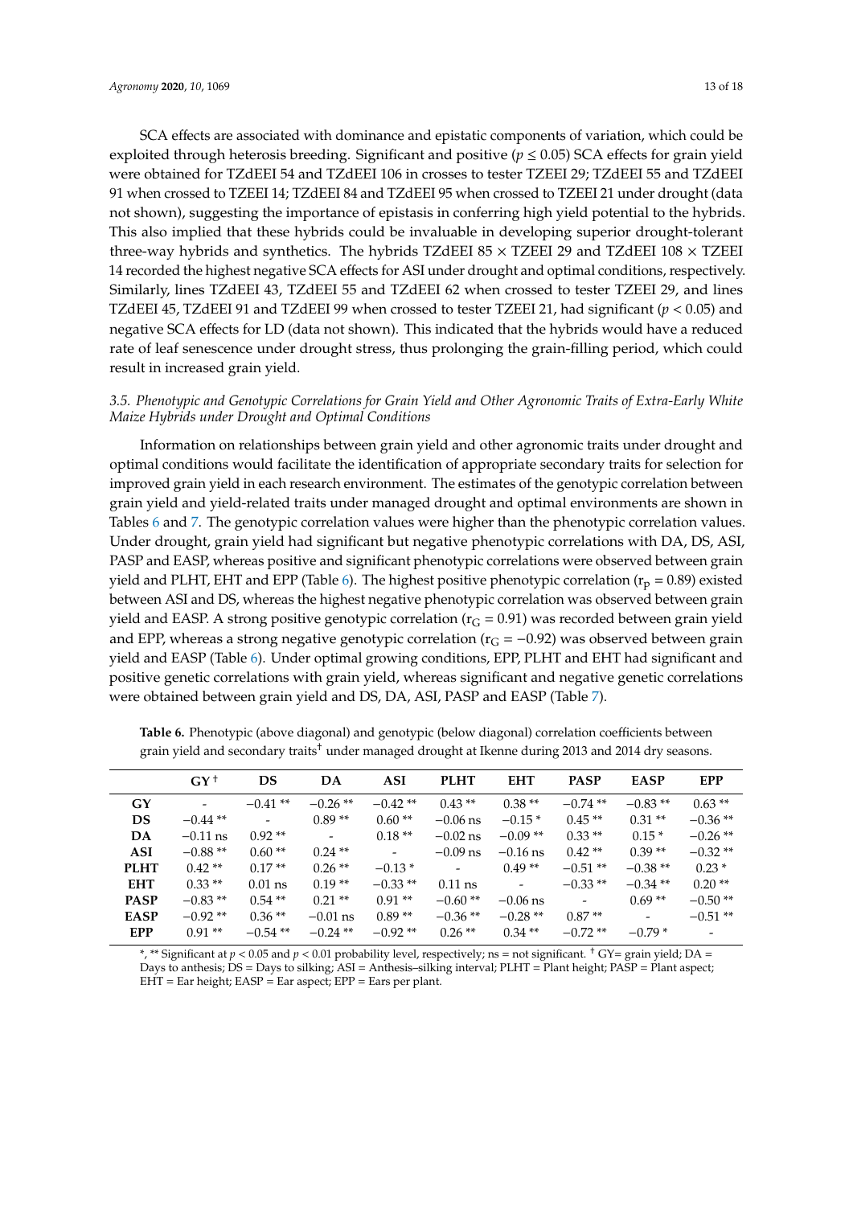SCA effects are associated with dominance and epistatic components of variation, which could be exploited through heterosis breeding. Significant and positive ($p \leq 0.05$) SCA effects for grain yield were obtained for TZdEEI 54 and TZdEEI 106 in crosses to tester TZEEI 29; TZdEEI 55 and TZdEEI 91 when crossed to TZEEI 14; TZdEEI 84 and TZdEEI 95 when crossed to TZEEI 21 under drought (data not shown), suggesting the importance of epistasis in conferring high yield potential to the hybrids. This also implied that these hybrids could be invaluable in developing superior drought-tolerant three-way hybrids and synthetics. The hybrids TZdEEI 85 × TZEEI 29 and TZdEEI 108 × TZEEI 14 recorded the highest negative SCA effects for ASI under drought and optimal conditions, respectively. Similarly, lines TZdEEI 43, TZdEEI 55 and TZdEEI 62 when crossed to tester TZEEI 29, and lines TZdEEI 45, TZdEEI 91 and TZdEEI 99 when crossed to tester TZEEI 21, had significant ($p < 0.05$) and negative SCA effects for LD (data not shown). This indicated that the hybrids would have a reduced rate of leaf senescence under drought stress, thus prolonging the grain-filling period, which could result in increased grain yield.

### *3.5. Phenotypic and Genotypic Correlations for Grain Yield and Other Agronomic Traits of Extra-Early White Maize Hybrids under Drought and Optimal Conditions*

Information on relationships between grain yield and other agronomic traits under drought and optimal conditions would facilitate the identification of appropriate secondary traits for selection for improved grain yield in each research environment. The estimates of the genotypic correlation between grain yield and yield-related traits under managed drought and optimal environments are shown in Tables 6 and 7. The genotypic correlation values were higher than the phenotypic correlation values. Under drought, grain yield had significant but negative phenotypic correlations with DA, DS, ASI, PASP and EASP, whereas positive and significant phenotypic correlations were observed between grain yield and PLHT, EHT and EPP (Table 6). The highest positive phenotypic correlation ($r_p = 0.89$) existed between ASI and DS, whereas the highest negative phenotypic correlation was observed between grain yield and EASP. A strong positive genotypic correlation ($r_G = 0.91$) was recorded between grain yield and EPP, whereas a strong negative genotypic correlation ($r_G = -0.92$) was observed between grain yield and EASP (Table 6). Under optimal growing conditions, EPP, PLHT and EHT had significant and positive genetic correlations with grain yield, whereas significant and negative genetic correlations were obtained between grain yield and DS, DA, ASI, PASP and EASP (Table 7).

**Table 6.** Phenotypic (above diagonal) and genotypic (below diagonal) correlation coefficients between grain yield and secondary traits† under managed drought at Ikenne during 2013 and 2014 dry seasons.

| | GY † | DS | DA | ASI | PLHT | EHT | PASP | EASP | EPP |
|---|---|---|---|---|---|---|---|---|---|
| **GY** | - | −0.41 ** | −0.26 ** | −0.42 ** | 0.43 ** | 0.38 ** | −0.74 ** | −0.83 ** | 0.63 ** |
| **DS** | −0.44 ** | - | 0.89 ** | 0.60 ** | −0.06 ns | −0.15 * | 0.45 ** | 0.31 ** | −0.36 ** |
| **DA** | −0.11 ns | 0.92 ** | - | 0.18 ** | −0.02 ns | −0.09 ** | 0.33 ** | 0.15 * | −0.26 ** |
| **ASI** | −0.88 ** | 0.60 ** | 0.24 ** | - | −0.09 ns | −0.16 ns | 0.42 ** | 0.39 ** | −0.32 ** |
| **PLHT** | 0.42 ** | 0.17 ** | 0.26 ** | −0.13 * | - | 0.49 ** | −0.51 ** | −0.38 ** | 0.23 * |
| **EHT** | 0.33 ** | 0.01 ns | 0.19 ** | −0.33 ** | 0.11 ns | - | −0.33 ** | −0.34 ** | 0.20 ** |
| **PASP** | −0.83 ** | 0.54 ** | 0.21 ** | 0.91 ** | −0.60 ** | −0.06 ns | - | 0.69 ** | −0.50 ** |
| **EASP** | −0.92 ** | 0.36 ** | −0.01 ns | 0.89 ** | −0.36 ** | −0.28 ** | 0.87 ** | - | −0.51 ** |
| **EPP** | 0.91 ** | −0.54 ** | −0.24 ** | −0.92 ** | 0.26 ** | 0.34 ** | −0.72 ** | −0.79 * | - |

*, ** Significant at $p < 0.05$ and $p < 0.01$ probability level, respectively; ns = not significant. † GY= grain yield; DA = Days to anthesis; DS = Days to silking; ASI = Anthesis–silking interval; PLHT = Plant height; PASP = Plant aspect; EHT = Ear height; EASP = Ear aspect; EPP = Ears per plant.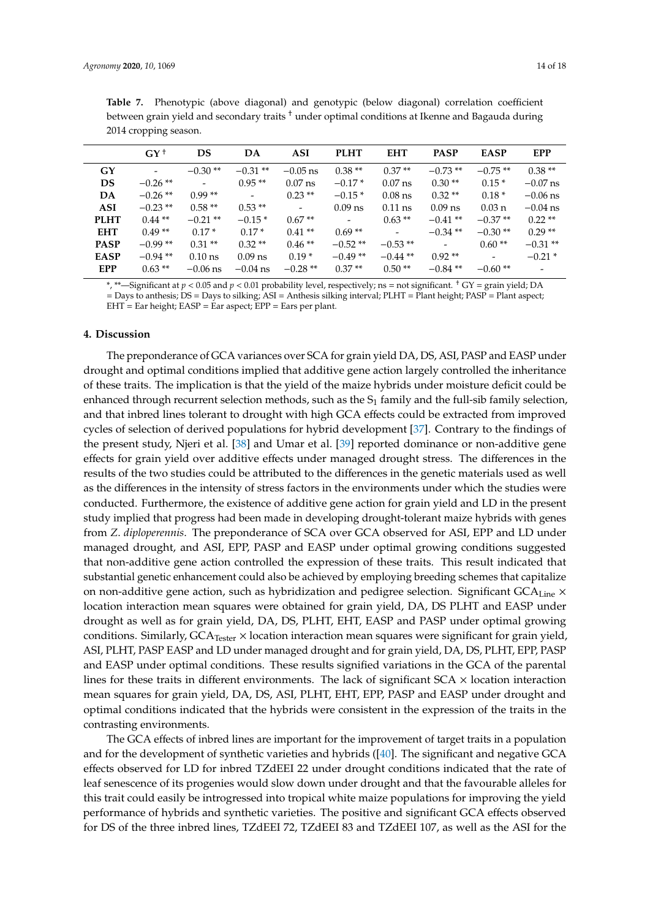**Table 7.** Phenotypic (above diagonal) and genotypic (below diagonal) correlation coefficient between grain yield and secondary traits † under optimal conditions at Ikenne and Bagauda during 2014 cropping season.

| | GY † | DS | DA | ASI | PLHT | EHT | PASP | EASP | EPP |
|---|---|---|---|---|---|---|---|---|---|
| **GY** | - | −0.30 ** | −0.31 ** | −0.05 ns | 0.38 ** | 0.37 ** | −0.73 ** | −0.75 ** | 0.38 ** |
| **DS** | −0.26 ** | - | 0.95 ** | 0.07 ns | −0.17 * | 0.07 ns | 0.30 ** | 0.15 * | −0.07 ns |
| **DA** | −0.26 ** | 0.99 ** | - | 0.23 ** | −0.15 * | 0.08 ns | 0.32 ** | 0.18 * | −0.06 ns |
| **ASI** | −0.23 ** | 0.58 ** | 0.53 ** | - | 0.09 ns | 0.11 ns | 0.09 ns | 0.03 n | −0.04 ns |
| **PLHT** | 0.44 ** | −0.21 ** | −0.15 * | 0.67 ** | - | 0.63 ** | −0.41 ** | −0.37 ** | 0.22 ** |
| **EHT** | 0.49 ** | 0.17 * | 0.17 * | 0.41 ** | 0.69 ** | - | −0.34 ** | −0.30 ** | 0.29 ** |
| **PASP** | −0.99 ** | 0.31 ** | 0.32 ** | 0.46 ** | −0.52 ** | −0.53 ** | - | 0.60 ** | −0.31 ** |
| **EASP** | −0.94 ** | 0.10 ns | 0.09 ns | 0.19 * | −0.49 ** | −0.44 ** | 0.92 ** | - | −0.21 * |
| **EPP** | 0.63 ** | −0.06 ns | −0.04 ns | −0.28 ** | 0.37 ** | 0.50 ** | −0.84 ** | −0.60 ** | - |

*, **—Significant at $p < 0.05$ and $p < 0.01$ probability level, respectively; ns = not significant. † GY = grain yield; DA = Days to anthesis; DS = Days to silking; ASI = Anthesis silking interval; PLHT = Plant height; PASP = Plant aspect; EHT = Ear height; EASP = Ear aspect; EPP = Ears per plant.

## 4. Discussion

The preponderance of GCA variances over SCA for grain yield DA, DS, ASI, PASP and EASP under drought and optimal conditions implied that additive gene action largely controlled the inheritance of these traits. The implication is that the yield of the maize hybrids under moisture deficit could be enhanced through recurrent selection methods, such as the $S_1$ family and the full-sib family selection, and that inbred lines tolerant to drought with high GCA effects could be extracted from improved cycles of selection of derived populations for hybrid development [37]. Contrary to the findings of the present study, Njeri et al. [38] and Umar et al. [39] reported dominance or non-additive gene effects for grain yield over additive effects under managed drought stress. The differences in the results of the two studies could be attributed to the differences in the genetic materials used as well as the differences in the intensity of stress factors in the environments under which the studies were conducted. Furthermore, the existence of additive gene action for grain yield and LD in the present study implied that progress had been made in developing drought-tolerant maize hybrids with genes from *Z. diploperennis*. The preponderance of SCA over GCA observed for ASI, EPP and LD under managed drought, and ASI, EPP, PASP and EASP under optimal growing conditions suggested that non-additive gene action controlled the expression of these traits. This result indicated that substantial genetic enhancement could also be achieved by employing breeding schemes that capitalize on non-additive gene action, such as hybridization and pedigree selection. Significant $GCA_{Line}$ × location interaction mean squares were obtained for grain yield, DA, DS PLHT and EASP under drought as well as for grain yield, DA, DS, PLHT, EHT, EASP and PASP under optimal growing conditions. Similarly, $GCA_{Tester}$ × location interaction mean squares were significant for grain yield, ASI, PLHT, PASP EASP and LD under managed drought and for grain yield, DA, DS, PLHT, EPP, PASP and EASP under optimal conditions. These results signified variations in the GCA of the parental lines for these traits in different environments. The lack of significant SCA × location interaction mean squares for grain yield, DA, DS, ASI, PLHT, EHT, EPP, PASP and EASP under drought and optimal conditions indicated that the hybrids were consistent in the expression of the traits in the contrasting environments.

The GCA effects of inbred lines are important for the improvement of target traits in a population and for the development of synthetic varieties and hybrids ([40]. The significant and negative GCA effects observed for LD for inbred TZdEEI 22 under drought conditions indicated that the rate of leaf senescence of its progenies would slow down under drought and that the favourable alleles for this trait could easily be introgressed into tropical white maize populations for improving the yield performance of hybrids and synthetic varieties. The positive and significant GCA effects observed for DS of the three inbred lines, TZdEEI 72, TZdEEI 83 and TZdEEI 107, as well as the ASI for the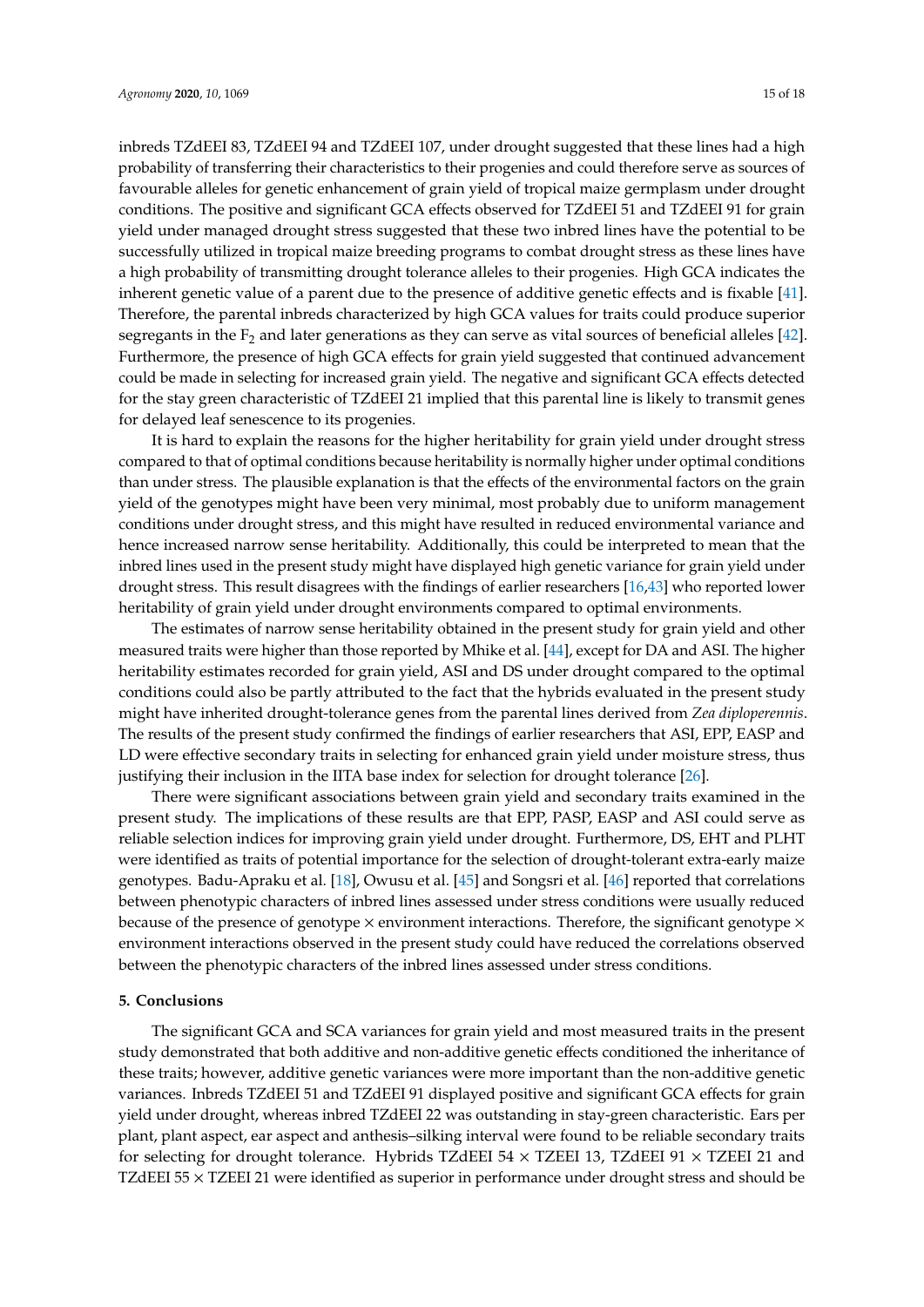inbreds TZdEEI 83, TZdEEI 94 and TZdEEI 107, under drought suggested that these lines had a high probability of transferring their characteristics to their progenies and could therefore serve as sources of favourable alleles for genetic enhancement of grain yield of tropical maize germplasm under drought conditions. The positive and significant GCA effects observed for TZdEEI 51 and TZdEEI 91 for grain yield under managed drought stress suggested that these two inbred lines have the potential to be successfully utilized in tropical maize breeding programs to combat drought stress as these lines have a high probability of transmitting drought tolerance alleles to their progenies. High GCA indicates the inherent genetic value of a parent due to the presence of additive genetic effects and is fixable [41]. Therefore, the parental inbreds characterized by high GCA values for traits could produce superior segregants in the $F_2$ and later generations as they can serve as vital sources of beneficial alleles [42]. Furthermore, the presence of high GCA effects for grain yield suggested that continued advancement could be made in selecting for increased grain yield. The negative and significant GCA effects detected for the stay green characteristic of TZdEEI 21 implied that this parental line is likely to transmit genes for delayed leaf senescence to its progenies.

It is hard to explain the reasons for the higher heritability for grain yield under drought stress compared to that of optimal conditions because heritability is normally higher under optimal conditions than under stress. The plausible explanation is that the effects of the environmental factors on the grain yield of the genotypes might have been very minimal, most probably due to uniform management conditions under drought stress, and this might have resulted in reduced environmental variance and hence increased narrow sense heritability. Additionally, this could be interpreted to mean that the inbred lines used in the present study might have displayed high genetic variance for grain yield under drought stress. This result disagrees with the findings of earlier researchers [16,43] who reported lower heritability of grain yield under drought environments compared to optimal environments.

The estimates of narrow sense heritability obtained in the present study for grain yield and other measured traits were higher than those reported by Mhike et al. [44], except for DA and ASI. The higher heritability estimates recorded for grain yield, ASI and DS under drought compared to the optimal conditions could also be partly attributed to the fact that the hybrids evaluated in the present study might have inherited drought-tolerance genes from the parental lines derived from *Zea diploperennis*. The results of the present study confirmed the findings of earlier researchers that ASI, EPP, EASP and LD were effective secondary traits in selecting for enhanced grain yield under moisture stress, thus justifying their inclusion in the IITA base index for selection for drought tolerance [26].

There were significant associations between grain yield and secondary traits examined in the present study. The implications of these results are that EPP, PASP, EASP and ASI could serve as reliable selection indices for improving grain yield under drought. Furthermore, DS, EHT and PLHT were identified as traits of potential importance for the selection of drought-tolerant extra-early maize genotypes. Badu-Apraku et al. [18], Owusu et al. [45] and Songsri et al. [46] reported that correlations between phenotypic characters of inbred lines assessed under stress conditions were usually reduced because of the presence of genotype × environment interactions. Therefore, the significant genotype × environment interactions observed in the present study could have reduced the correlations observed between the phenotypic characters of the inbred lines assessed under stress conditions.

## 5. Conclusions

The significant GCA and SCA variances for grain yield and most measured traits in the present study demonstrated that both additive and non-additive genetic effects conditioned the inheritance of these traits; however, additive genetic variances were more important than the non-additive genetic variances. Inbreds TZdEEI 51 and TZdEEI 91 displayed positive and significant GCA effects for grain yield under drought, whereas inbred TZdEEI 22 was outstanding in stay-green characteristic. Ears per plant, plant aspect, ear aspect and anthesis–silking interval were found to be reliable secondary traits for selecting for drought tolerance. Hybrids TZdEEI 54 × TZEEI 13, TZdEEI 91 × TZEEI 21 and TZdEEI 55 × TZEEI 21 were identified as superior in performance under drought stress and should be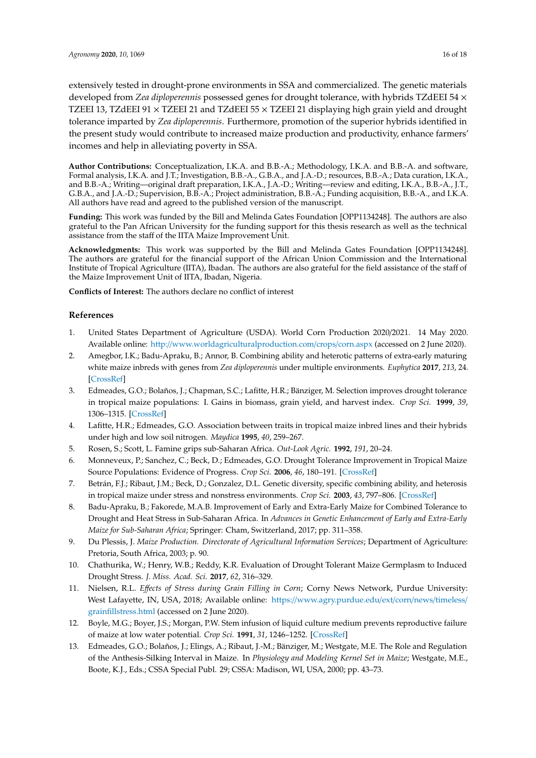extensively tested in drought-prone environments in SSA and commercialized. The genetic materials developed from *Zea diploperennis* possessed genes for drought tolerance, with hybrids TZdEEI 54 × TZEEI 13, TZdEEI 91 × TZEEI 21 and TZdEEI 55 × TZEEI 21 displaying high grain yield and drought tolerance imparted by *Zea diploperennis*. Furthermore, promotion of the superior hybrids identified in the present study would contribute to increased maize production and productivity, enhance farmers' incomes and help in alleviating poverty in SSA.

**Author Contributions:** Conceptualization, I.K.A. and B.B.-A.; Methodology, I.K.A. and B.B.-A. and software, Formal analysis, I.K.A. and J.T.; Investigation, B.B.-A., G.B.A., and J.A.-D.; resources, B.B.-A.; Data curation, I.K.A., and B.B.-A.; Writing—original draft preparation, I.K.A., J.A.-D.; Writing—review and editing, I.K.A., B.B.-A., J.T., G.B.A., and J.A.-D.; Supervision, B.B.-A.; Project administration, B.B.-A.; Funding acquisition, B.B.-A., and I.K.A. All authors have read and agreed to the published version of the manuscript.

**Funding:** This work was funded by the Bill and Melinda Gates Foundation [OPP1134248]. The authors are also grateful to the Pan African University for the funding support for this thesis research as well as the technical assistance from the staff of the IITA Maize Improvement Unit.

**Acknowledgments:** This work was supported by the Bill and Melinda Gates Foundation [OPP1134248]. The authors are grateful for the financial support of the African Union Commission and the International Institute of Tropical Agriculture (IITA), Ibadan. The authors are also grateful for the field assistance of the staff of the Maize Improvement Unit of IITA, Ibadan, Nigeria.

**Conflicts of Interest:** The authors declare no conflict of interest

## References

1. United States Department of Agriculture (USDA). World Corn Production 2020/2021. 14 May 2020. Available online: http://www.worldagriculturalproduction.com/crops/corn.aspx (accessed on 2 June 2020).
2. Amegbor, I.K.; Badu-Apraku, B.; Annor, B. Combining ability and heterotic patterns of extra-early maturing white maize inbreds with genes from *Zea diploperennis* under multiple environments. *Euphytica* **2017**, *213*, 24. [CrossRef]
3. Edmeades, G.O.; Bolaños, J.; Chapman, S.C.; Lafitte, H.R.; Bänziger, M. Selection improves drought tolerance in tropical maize populations: I. Gains in biomass, grain yield, and harvest index. *Crop Sci.* **1999**, *39*, 1306–1315. [CrossRef]
4. Lafitte, H.R.; Edmeades, G.O. Association between traits in tropical maize inbred lines and their hybrids under high and low soil nitrogen. *Maydica* **1995**, *40*, 259–267.
5. Rosen, S.; Scott, L. Famine grips sub-Saharan Africa. *Out-Look Agric.* **1992**, *191*, 20–24.
6. Monneveux, P.; Sanchez, C.; Beck, D.; Edmeades, G.O. Drought Tolerance Improvement in Tropical Maize Source Populations: Evidence of Progress. *Crop Sci.* **2006**, *46*, 180–191. [CrossRef]
7. Betrán, F.J.; Ribaut, J.M.; Beck, D.; Gonzalez, D.L. Genetic diversity, specific combining ability, and heterosis in tropical maize under stress and nonstress environments. *Crop Sci.* **2003**, *43*, 797–806. [CrossRef]
8. Badu-Apraku, B.; Fakorede, M.A.B. Improvement of Early and Extra-Early Maize for Combined Tolerance to Drought and Heat Stress in Sub-Saharan Africa. In *Advances in Genetic Enhancement of Early and Extra-Early Maize for Sub-Saharan Africa*; Springer: Cham, Switzerland, 2017; pp. 311–358.
9. Du Plessis, J. *Maize Production. Directorate of Agricultural Information Services*; Department of Agriculture: Pretoria, South Africa, 2003; p. 90.
10. Chathurika, W.; Henry, W.B.; Reddy, K.R. Evaluation of Drought Tolerant Maize Germplasm to Induced Drought Stress. *J. Miss. Acad. Sci.* **2017**, *62*, 316–329.
11. Nielsen, R.L. *Effects of Stress during Grain Filling in Corn*; Corny News Network, Purdue University: West Lafayette, IN, USA, 2018; Available online: https://www.agry.purdue.edu/ext/corn/news/timeless/grainfillstress.html (accessed on 2 June 2020).
12. Boyle, M.G.; Boyer, J.S.; Morgan, P.W. Stem infusion of liquid culture medium prevents reproductive failure of maize at low water potential. *Crop Sci.* **1991**, *31*, 1246–1252. [CrossRef]
13. Edmeades, G.O.; Bolaños, J.; Elings, A.; Ribaut, J.-M.; Bänziger, M.; Westgate, M.E. The Role and Regulation of the Anthesis-Silking Interval in Maize. In *Physiology and Modeling Kernel Set in Maize*; Westgate, M.E., Boote, K.J., Eds.; CSSA Special Publ. 29; CSSA: Madison, WI, USA, 2000; pp. 43–73.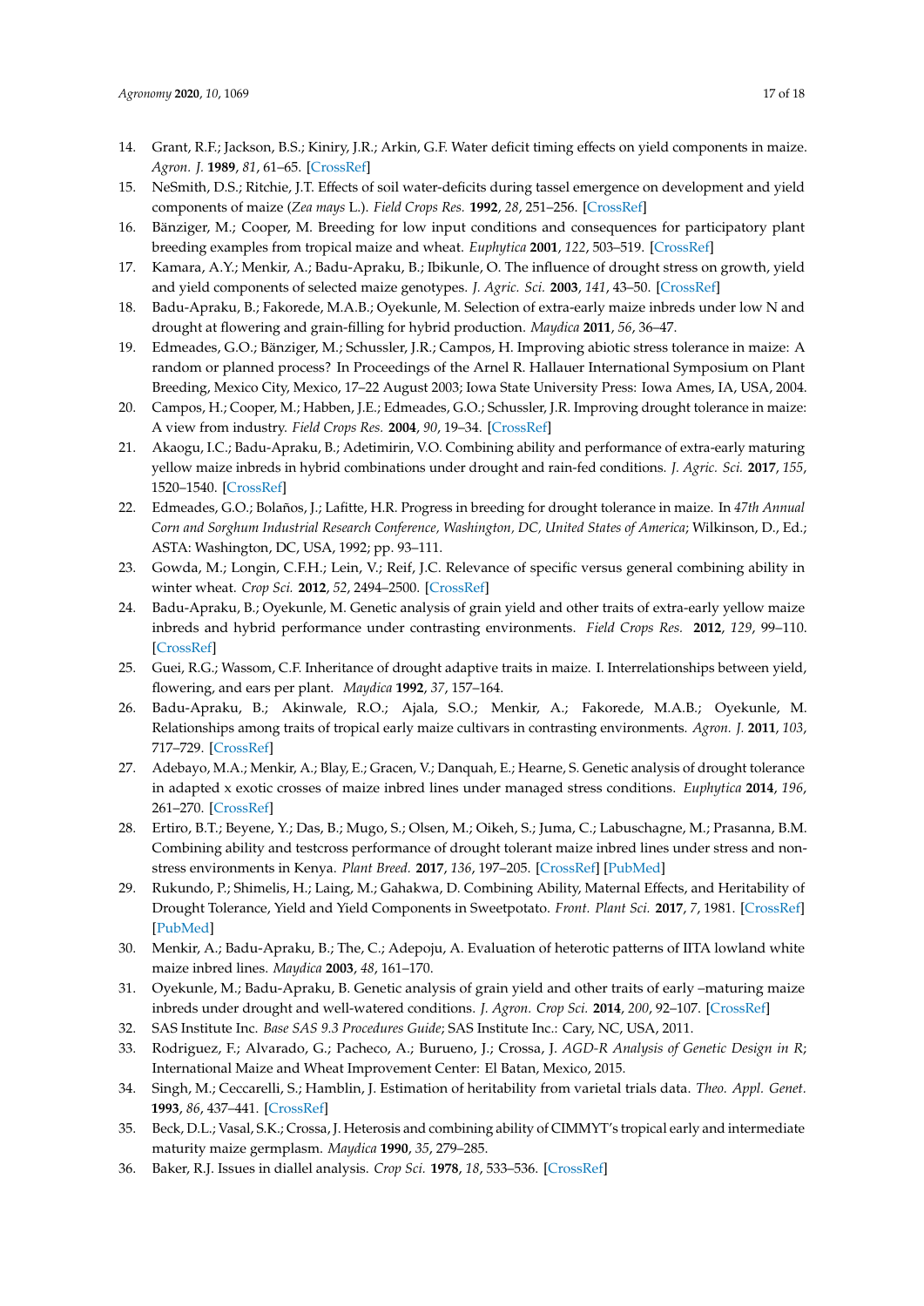14. Grant, R.F.; Jackson, B.S.; Kiniry, J.R.; Arkin, G.F. Water deficit timing effects on yield components in maize. *Agron. J.* **1989**, *81*, 61–65. [CrossRef]
15. NeSmith, D.S.; Ritchie, J.T. Effects of soil water-deficits during tassel emergence on development and yield components of maize (*Zea mays* L.). *Field Crops Res.* **1992**, *28*, 251–256. [CrossRef]
16. Bänziger, M.; Cooper, M. Breeding for low input conditions and consequences for participatory plant breeding examples from tropical maize and wheat. *Euphytica* **2001**, *122*, 503–519. [CrossRef]
17. Kamara, A.Y.; Menkir, A.; Badu-Apraku, B.; Ibikunle, O. The influence of drought stress on growth, yield and yield components of selected maize genotypes. *J. Agric. Sci.* **2003**, *141*, 43–50. [CrossRef]
18. Badu-Apraku, B.; Fakorede, M.A.B.; Oyekunle, M. Selection of extra-early maize inbreds under low N and drought at flowering and grain-filling for hybrid production. *Maydica* **2011**, *56*, 36–47.
19. Edmeades, G.O.; Bänziger, M.; Schussler, J.R.; Campos, H. Improving abiotic stress tolerance in maize: A random or planned process? In Proceedings of the Arnel R. Hallauer International Symposium on Plant Breeding, Mexico City, Mexico, 17–22 August 2003; Iowa State University Press: Iowa Ames, IA, USA, 2004.
20. Campos, H.; Cooper, M.; Habben, J.E.; Edmeades, G.O.; Schussler, J.R. Improving drought tolerance in maize: A view from industry. *Field Crops Res.* **2004**, *90*, 19–34. [CrossRef]
21. Akaogu, I.C.; Badu-Apraku, B.; Adetimirin, V.O. Combining ability and performance of extra-early maturing yellow maize inbreds in hybrid combinations under drought and rain-fed conditions. *J. Agric. Sci.* **2017**, *155*, 1520–1540. [CrossRef]
22. Edmeades, G.O.; Bolaños, J.; Lafitte, H.R. Progress in breeding for drought tolerance in maize. In *47th Annual Corn and Sorghum Industrial Research Conference, Washington, DC, United States of America*; Wilkinson, D., Ed.; ASTA: Washington, DC, USA, 1992; pp. 93–111.
23. Gowda, M.; Longin, C.F.H.; Lein, V.; Reif, J.C. Relevance of specific versus general combining ability in winter wheat. *Crop Sci.* **2012**, *52*, 2494–2500. [CrossRef]
24. Badu-Apraku, B.; Oyekunle, M. Genetic analysis of grain yield and other traits of extra-early yellow maize inbreds and hybrid performance under contrasting environments. *Field Crops Res.* **2012**, *129*, 99–110. [CrossRef]
25. Guei, R.G.; Wassom, C.F. Inheritance of drought adaptive traits in maize. I. Interrelationships between yield, flowering, and ears per plant. *Maydica* **1992**, *37*, 157–164.
26. Badu-Apraku, B.; Akinwale, R.O.; Ajala, S.O.; Menkir, A.; Fakorede, M.A.B.; Oyekunle, M. Relationships among traits of tropical early maize cultivars in contrasting environments. *Agron. J.* **2011**, *103*, 717–729. [CrossRef]
27. Adebayo, M.A.; Menkir, A.; Blay, E.; Gracen, V.; Danquah, E.; Hearne, S. Genetic analysis of drought tolerance in adapted x exotic crosses of maize inbred lines under managed stress conditions. *Euphytica* **2014**, *196*, 261–270. [CrossRef]
28. Ertiro, B.T.; Beyene, Y.; Das, B.; Mugo, S.; Olsen, M.; Oikeh, S.; Juma, C.; Labuschagne, M.; Prasanna, B.M. Combining ability and testcross performance of drought tolerant maize inbred lines under stress and non-stress environments in Kenya. *Plant Breed.* **2017**, *136*, 197–205. [CrossRef] [PubMed]
29. Rukundo, P.; Shimelis, H.; Laing, M.; Gahakwa, D. Combining Ability, Maternal Effects, and Heritability of Drought Tolerance, Yield and Yield Components in Sweetpotato. *Front. Plant Sci.* **2017**, *7*, 1981. [CrossRef] [PubMed]
30. Menkir, A.; Badu-Apraku, B.; The, C.; Adepoju, A. Evaluation of heterotic patterns of IITA lowland white maize inbred lines. *Maydica* **2003**, *48*, 161–170.
31. Oyekunle, M.; Badu-Apraku, B. Genetic analysis of grain yield and other traits of early –maturing maize inbreds under drought and well-watered conditions. *J. Agron. Crop Sci.* **2014**, *200*, 92–107. [CrossRef]
32. SAS Institute Inc. *Base SAS 9.3 Procedures Guide*; SAS Institute Inc.: Cary, NC, USA, 2011.
33. Rodriguez, F.; Alvarado, G.; Pacheco, A.; Burueno, J.; Crossa, J. *AGD-R Analysis of Genetic Design in R*; International Maize and Wheat Improvement Center: El Batan, Mexico, 2015.
34. Singh, M.; Ceccarelli, S.; Hamblin, J. Estimation of heritability from varietal trials data. *Theo. Appl. Genet.* **1993**, *86*, 437–441. [CrossRef]
35. Beck, D.L.; Vasal, S.K.; Crossa, J. Heterosis and combining ability of CIMMYT's tropical early and intermediate maturity maize germplasm. *Maydica* **1990**, *35*, 279–285.
36. Baker, R.J. Issues in diallel analysis. *Crop Sci.* **1978**, *18*, 533–536. [CrossRef]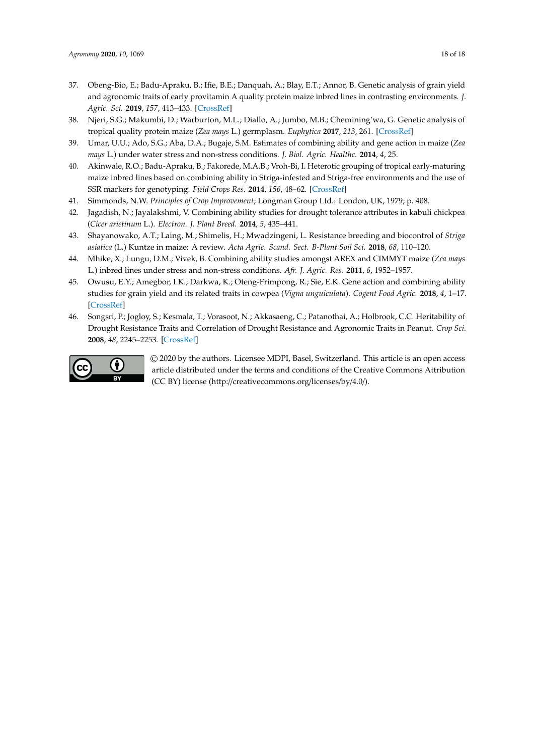37. Obeng-Bio, E.; Badu-Apraku, B.; Ifie, B.E.; Danquah, A.; Blay, E.T.; Annor, B. Genetic analysis of grain yield and agronomic traits of early provitamin A quality protein maize inbred lines in contrasting environments. *J. Agric. Sci.* **2019**, *157*, 413–433. [CrossRef]
38. Njeri, S.G.; Makumbi, D.; Warburton, M.L.; Diallo, A.; Jumbo, M.B.; Chemining'wa, G. Genetic analysis of tropical quality protein maize (*Zea mays* L.) germplasm. *Euphytica* **2017**, *213*, 261. [CrossRef]
39. Umar, U.U.; Ado, S.G.; Aba, D.A.; Bugaje, S.M. Estimates of combining ability and gene action in maize (*Zea mays* L.) under water stress and non-stress conditions. *J. Biol. Agric. Healthc.* **2014**, *4*, 25.
40. Akinwale, R.O.; Badu-Apraku, B.; Fakorede, M.A.B.; Vroh-Bi, I. Heterotic grouping of tropical early-maturing maize inbred lines based on combining ability in Striga-infested and Striga-free environments and the use of SSR markers for genotyping. *Field Crops Res.* **2014**, *156*, 48–62. [CrossRef]
41. Simmonds, N.W. *Principles of Crop Improvement*; Longman Group Ltd.: London, UK, 1979; p. 408.
42. Jagadish, N.; Jayalakshmi, V. Combining ability studies for drought tolerance attributes in kabuli chickpea (*Cicer arietinum* L.). *Electron. J. Plant Breed.* **2014**, *5*, 435–441.
43. Shayanowako, A.T.; Laing, M.; Shimelis, H.; Mwadzingeni, L. Resistance breeding and biocontrol of *Striga asiatica* (L.) Kuntze in maize: A review. *Acta Agric. Scand. Sect. B-Plant Soil Sci.* **2018**, *68*, 110–120.
44. Mhike, X.; Lungu, D.M.; Vivek, B. Combining ability studies amongst AREX and CIMMYT maize (*Zea mays* L.) inbred lines under stress and non-stress conditions. *Afr. J. Agric. Res.* **2011**, *6*, 1952–1957.
45. Owusu, E.Y.; Amegbor, I.K.; Darkwa, K.; Oteng-Frimpong, R.; Sie, E.K. Gene action and combining ability studies for grain yield and its related traits in cowpea (*Vigna unguiculata*). *Cogent Food Agric.* **2018**, *4*, 1–17. [CrossRef]
46. Songsri, P.; Jogloy, S.; Kesmala, T.; Vorasoot, N.; Akkasaeng, C.; Patanothai, A.; Holbrook, C.C. Heritability of Drought Resistance Traits and Correlation of Drought Resistance and Agronomic Traits in Peanut. *Crop Sci.* **2008**, *48*, 2245–2253. [CrossRef]

© 2020 by the authors. Licensee MDPI, Basel, Switzerland. This article is an open access article distributed under the terms and conditions of the Creative Commons Attribution (CC BY) license (http://creativecommons.org/licenses/by/4.0/).